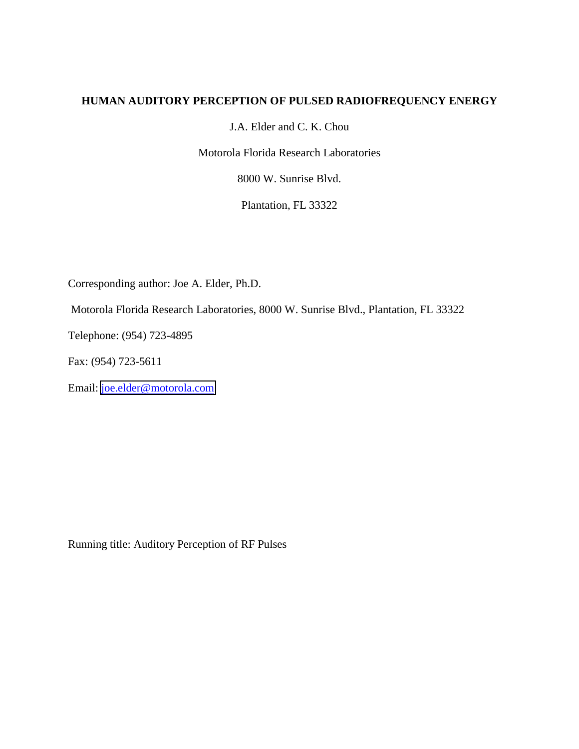# HUMAN AUDITORY PERCEPTION OF PULSED RADIOFREQUENCY ENERGY

J.A. Elder and C. K. Chou

Motorola Florida Research Laboratories

8000 W. Sunrise Blvd.

Plantation, FL 33322

Corresponding author: Joe A. Elder, Ph.D.

Motorola Florida Research Laboratories, 8000 W. Sunrise Blvd., Plantation, FL 33322

Telephone: (954) 723-4895

Fax: (954) 723-5611

Email: joe.elder@motorola.com

Running title: Auditory Perception of RF Pulses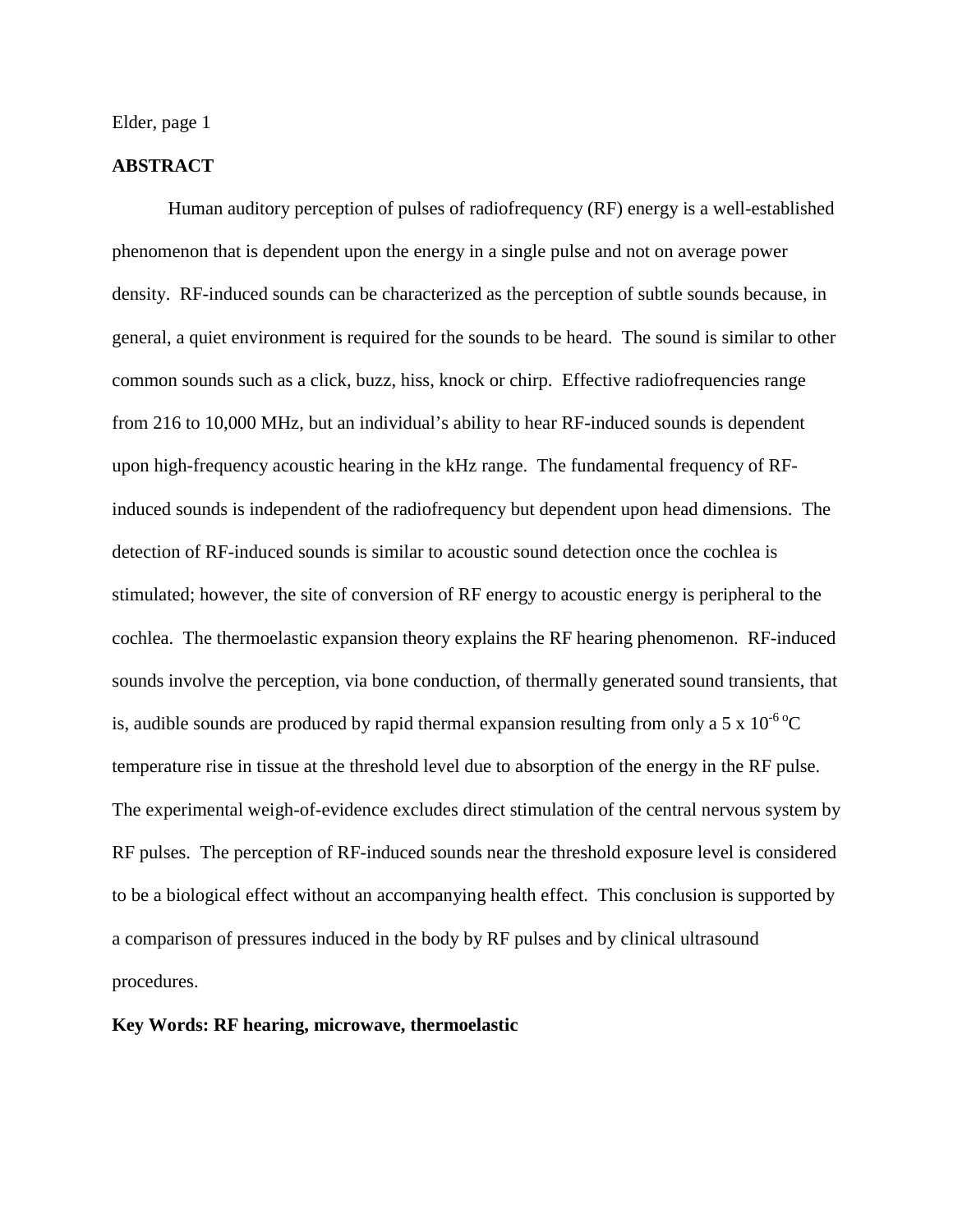## ABSTRACT

Human auditory perception of pulses of radiofrequency (RF) energy is a well-established phenomenon that is dependent upon the energy in a single pulse and not on average power density. RF-induced sounds can be characterized as the perception of subtle sounds because, in general, a quiet environment is required for the sounds to be heard. The sound is similar to other common sounds such as a click, buzz, hiss, knock or chirp. Effective radiofrequencies range from 216 to 10,000 MHz, but an individual's ability to hear RF-induced sounds is dependent upon high-frequency acoustic hearing in the kHz range. The fundamental frequency of RF-induced sounds is independent of the radiofrequency but dependent upon head dimensions. The detection of RF-induced sounds is similar to acoustic sound detection once the cochlea is stimulated; however, the site of conversion of RF energy to acoustic energy is peripheral to the cochlea. The thermoelastic expansion theory explains the RF hearing phenomenon. RF-induced sounds involve the perception, via bone conduction, of thermally generated sound transients, that is, audible sounds are produced by rapid thermal expansion resulting from only a $5 \times 10^{-6}$ °C temperature rise in tissue at the threshold level due to absorption of the energy in the RF pulse. The experimental weigh-of-evidence excludes direct stimulation of the central nervous system by RF pulses. The perception of RF-induced sounds near the threshold exposure level is considered to be a biological effect without an accompanying health effect. This conclusion is supported by a comparison of pressures induced in the body by RF pulses and by clinical ultrasound procedures.

**Key Words: RF hearing, microwave, thermoelastic**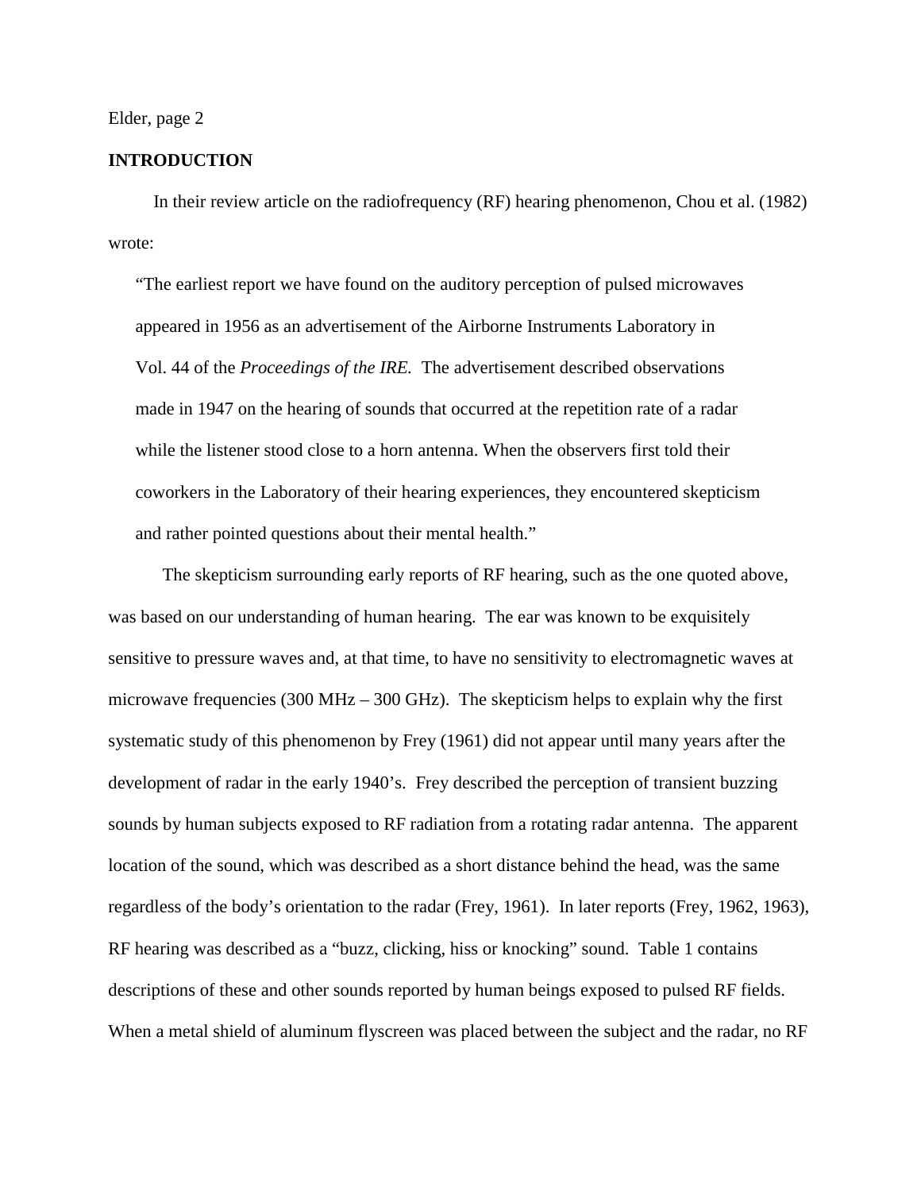## INTRODUCTION

In their review article on the radiofrequency (RF) hearing phenomenon, Chou et al. (1982) wrote:

> "The earliest report we have found on the auditory perception of pulsed microwaves appeared in 1956 as an advertisement of the Airborne Instruments Laboratory in Vol. 44 of the *Proceedings of the IRE.* The advertisement described observations made in 1947 on the hearing of sounds that occurred at the repetition rate of a radar while the listener stood close to a horn antenna. When the observers first told their coworkers in the Laboratory of their hearing experiences, they encountered skepticism and rather pointed questions about their mental health."

The skepticism surrounding early reports of RF hearing, such as the one quoted above, was based on our understanding of human hearing. The ear was known to be exquisitely sensitive to pressure waves and, at that time, to have no sensitivity to electromagnetic waves at microwave frequencies (300 MHz – 300 GHz). The skepticism helps to explain why the first systematic study of this phenomenon by Frey (1961) did not appear until many years after the development of radar in the early 1940's. Frey described the perception of transient buzzing sounds by human subjects exposed to RF radiation from a rotating radar antenna. The apparent location of the sound, which was described as a short distance behind the head, was the same regardless of the body's orientation to the radar (Frey, 1961). In later reports (Frey, 1962, 1963), RF hearing was described as a "buzz, clicking, hiss or knocking" sound. Table 1 contains descriptions of these and other sounds reported by human beings exposed to pulsed RF fields. When a metal shield of aluminum flyscreen was placed between the subject and the radar, no RF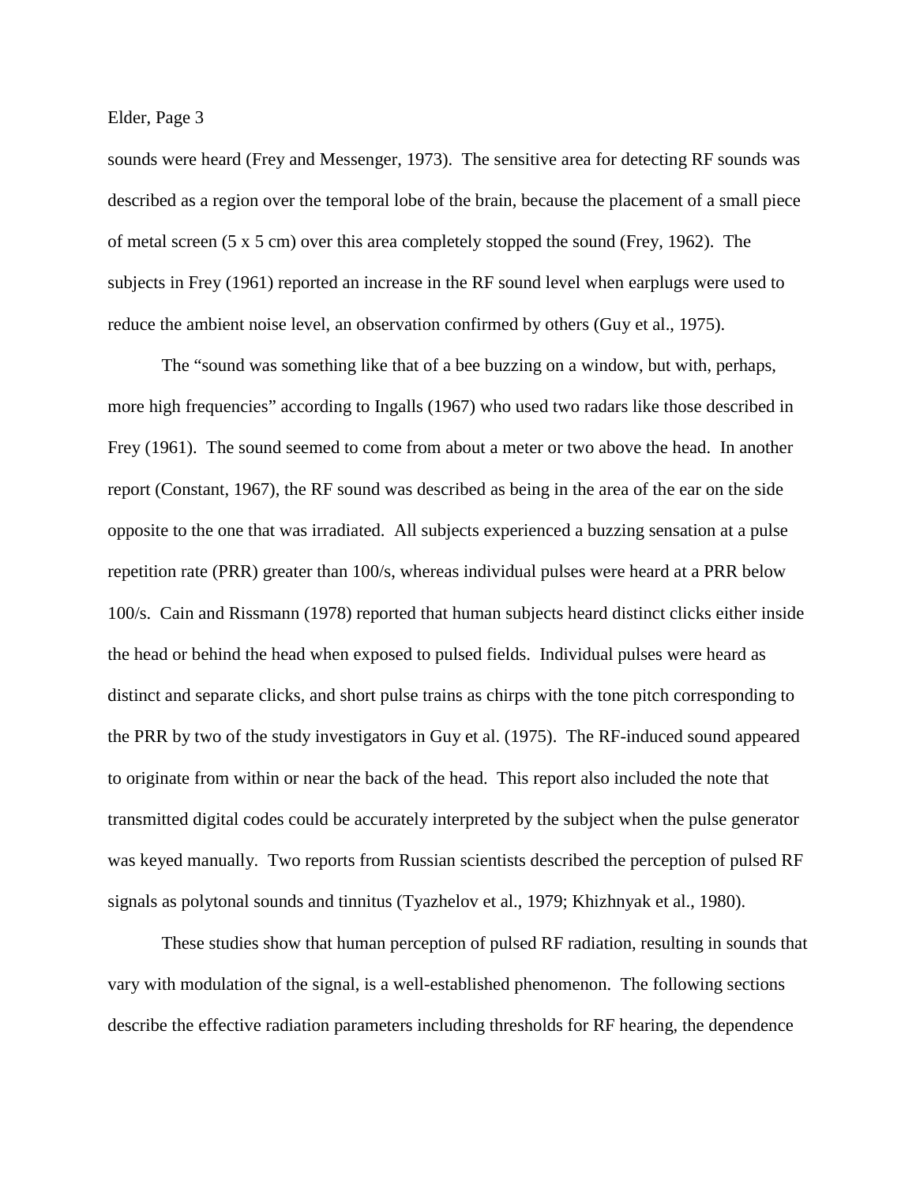sounds were heard (Frey and Messenger, 1973). The sensitive area for detecting RF sounds was described as a region over the temporal lobe of the brain, because the placement of a small piece of metal screen (5 x 5 cm) over this area completely stopped the sound (Frey, 1962). The subjects in Frey (1961) reported an increase in the RF sound level when earplugs were used to reduce the ambient noise level, an observation confirmed by others (Guy et al., 1975).

The "sound was something like that of a bee buzzing on a window, but with, perhaps, more high frequencies" according to Ingalls (1967) who used two radars like those described in Frey (1961). The sound seemed to come from about a meter or two above the head. In another report (Constant, 1967), the RF sound was described as being in the area of the ear on the side opposite to the one that was irradiated. All subjects experienced a buzzing sensation at a pulse repetition rate (PRR) greater than 100/s, whereas individual pulses were heard at a PRR below 100/s. Cain and Rissmann (1978) reported that human subjects heard distinct clicks either inside the head or behind the head when exposed to pulsed fields. Individual pulses were heard as distinct and separate clicks, and short pulse trains as chirps with the tone pitch corresponding to the PRR by two of the study investigators in Guy et al. (1975). The RF-induced sound appeared to originate from within or near the back of the head. This report also included the note that transmitted digital codes could be accurately interpreted by the subject when the pulse generator was keyed manually. Two reports from Russian scientists described the perception of pulsed RF signals as polytonal sounds and tinnitus (Tyazhelov et al., 1979; Khizhnyak et al., 1980).

These studies show that human perception of pulsed RF radiation, resulting in sounds that vary with modulation of the signal, is a well-established phenomenon. The following sections describe the effective radiation parameters including thresholds for RF hearing, the dependence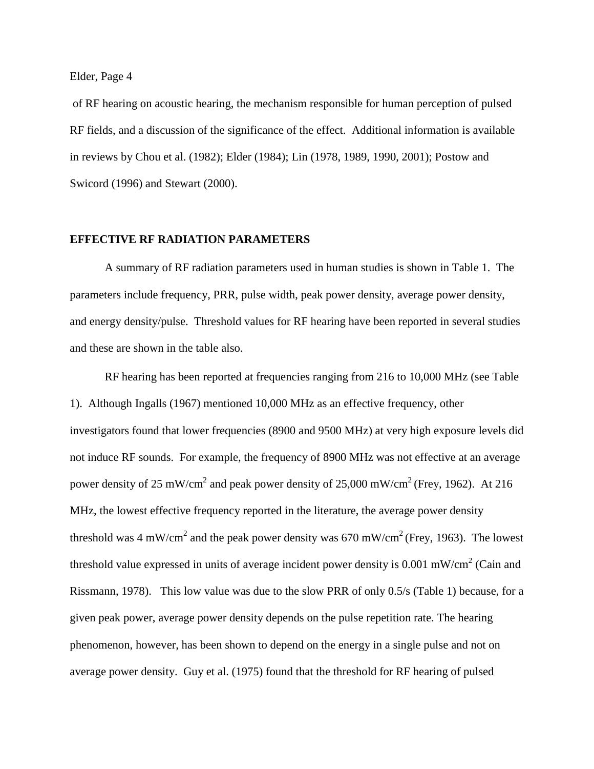of RF hearing on acoustic hearing, the mechanism responsible for human perception of pulsed RF fields, and a discussion of the significance of the effect. Additional information is available in reviews by Chou et al. (1982); Elder (1984); Lin (1978, 1989, 1990, 2001); Postow and Swicord (1996) and Stewart (2000).

## EFFECTIVE RF RADIATION PARAMETERS

A summary of RF radiation parameters used in human studies is shown in Table 1. The parameters include frequency, PRR, pulse width, peak power density, average power density, and energy density/pulse. Threshold values for RF hearing have been reported in several studies and these are shown in the table also.

RF hearing has been reported at frequencies ranging from 216 to 10,000 MHz (see Table 1). Although Ingalls (1967) mentioned 10,000 MHz as an effective frequency, other investigators found that lower frequencies (8900 and 9500 MHz) at very high exposure levels did not induce RF sounds. For example, the frequency of 8900 MHz was not effective at an average power density of 25 mW/cm$^2$ and peak power density of 25,000 mW/cm$^2$ (Frey, 1962). At 216 MHz, the lowest effective frequency reported in the literature, the average power density threshold was 4 mW/cm$^2$ and the peak power density was 670 mW/cm$^2$ (Frey, 1963). The lowest threshold value expressed in units of average incident power density is 0.001 mW/cm$^2$ (Cain and Rissmann, 1978). This low value was due to the slow PRR of only 0.5/s (Table 1) because, for a given peak power, average power density depends on the pulse repetition rate. The hearing phenomenon, however, has been shown to depend on the energy in a single pulse and not on average power density. Guy et al. (1975) found that the threshold for RF hearing of pulsed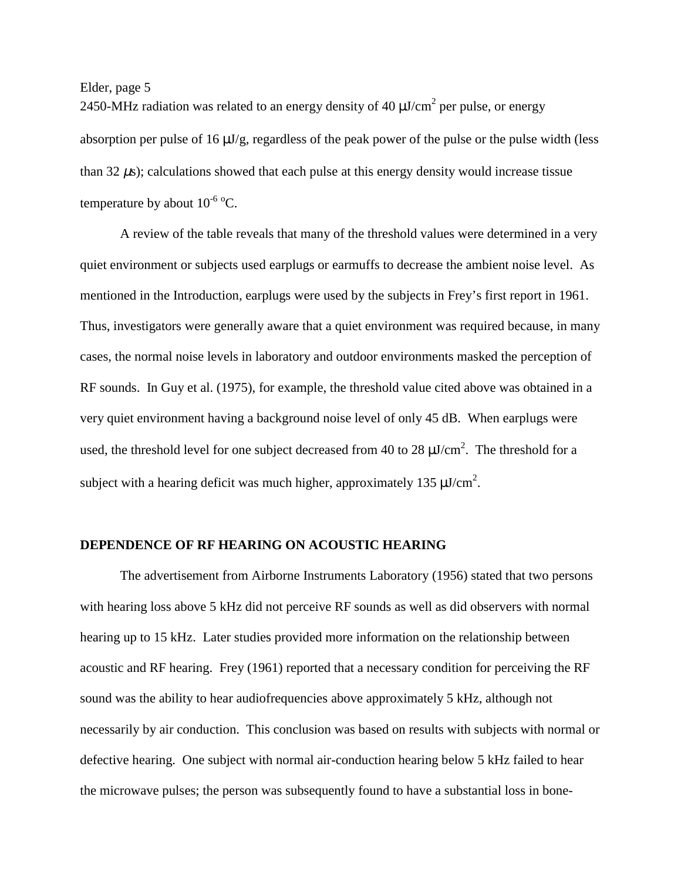2450-MHz radiation was related to an energy density of 40 μJ/cm$^2$ per pulse, or energy absorption per pulse of 16 μJ/g, regardless of the peak power of the pulse or the pulse width (less than 32 μs); calculations showed that each pulse at this energy density would increase tissue temperature by about $10^{-6}$ °C.

A review of the table reveals that many of the threshold values were determined in a very quiet environment or subjects used earplugs or earmuffs to decrease the ambient noise level. As mentioned in the Introduction, earplugs were used by the subjects in Frey's first report in 1961. Thus, investigators were generally aware that a quiet environment was required because, in many cases, the normal noise levels in laboratory and outdoor environments masked the perception of RF sounds. In Guy et al. (1975), for example, the threshold value cited above was obtained in a very quiet environment having a background noise level of only 45 dB. When earplugs were used, the threshold level for one subject decreased from 40 to 28 μJ/cm$^2$. The threshold for a subject with a hearing deficit was much higher, approximately 135 μJ/cm$^2$.

## DEPENDENCE OF RF HEARING ON ACOUSTIC HEARING

The advertisement from Airborne Instruments Laboratory (1956) stated that two persons with hearing loss above 5 kHz did not perceive RF sounds as well as did observers with normal hearing up to 15 kHz. Later studies provided more information on the relationship between acoustic and RF hearing. Frey (1961) reported that a necessary condition for perceiving the RF sound was the ability to hear audiofrequencies above approximately 5 kHz, although not necessarily by air conduction. This conclusion was based on results with subjects with normal or defective hearing. One subject with normal air-conduction hearing below 5 kHz failed to hear the microwave pulses; the person was subsequently found to have a substantial loss in bone-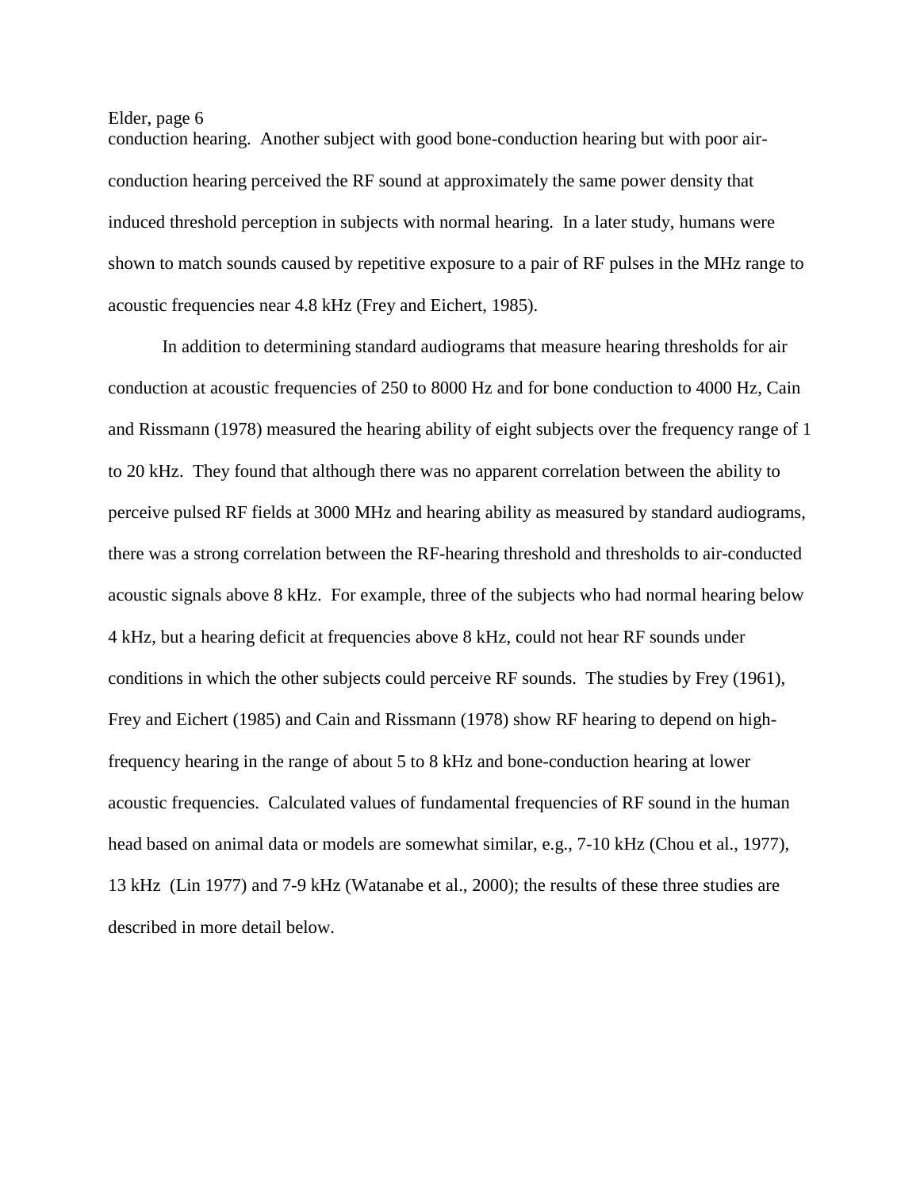conduction hearing. Another subject with good bone-conduction hearing but with poor air-conduction hearing perceived the RF sound at approximately the same power density that induced threshold perception in subjects with normal hearing. In a later study, humans were shown to match sounds caused by repetitive exposure to a pair of RF pulses in the MHz range to acoustic frequencies near 4.8 kHz (Frey and Eichert, 1985).

In addition to determining standard audiograms that measure hearing thresholds for air conduction at acoustic frequencies of 250 to 8000 Hz and for bone conduction to 4000 Hz, Cain and Rissmann (1978) measured the hearing ability of eight subjects over the frequency range of 1 to 20 kHz. They found that although there was no apparent correlation between the ability to perceive pulsed RF fields at 3000 MHz and hearing ability as measured by standard audiograms, there was a strong correlation between the RF-hearing threshold and thresholds to air-conducted acoustic signals above 8 kHz. For example, three of the subjects who had normal hearing below 4 kHz, but a hearing deficit at frequencies above 8 kHz, could not hear RF sounds under conditions in which the other subjects could perceive RF sounds. The studies by Frey (1961), Frey and Eichert (1985) and Cain and Rissmann (1978) show RF hearing to depend on high-frequency hearing in the range of about 5 to 8 kHz and bone-conduction hearing at lower acoustic frequencies. Calculated values of fundamental frequencies of RF sound in the human head based on animal data or models are somewhat similar, e.g., 7-10 kHz (Chou et al., 1977), 13 kHz (Lin 1977) and 7-9 kHz (Watanabe et al., 2000); the results of these three studies are described in more detail below.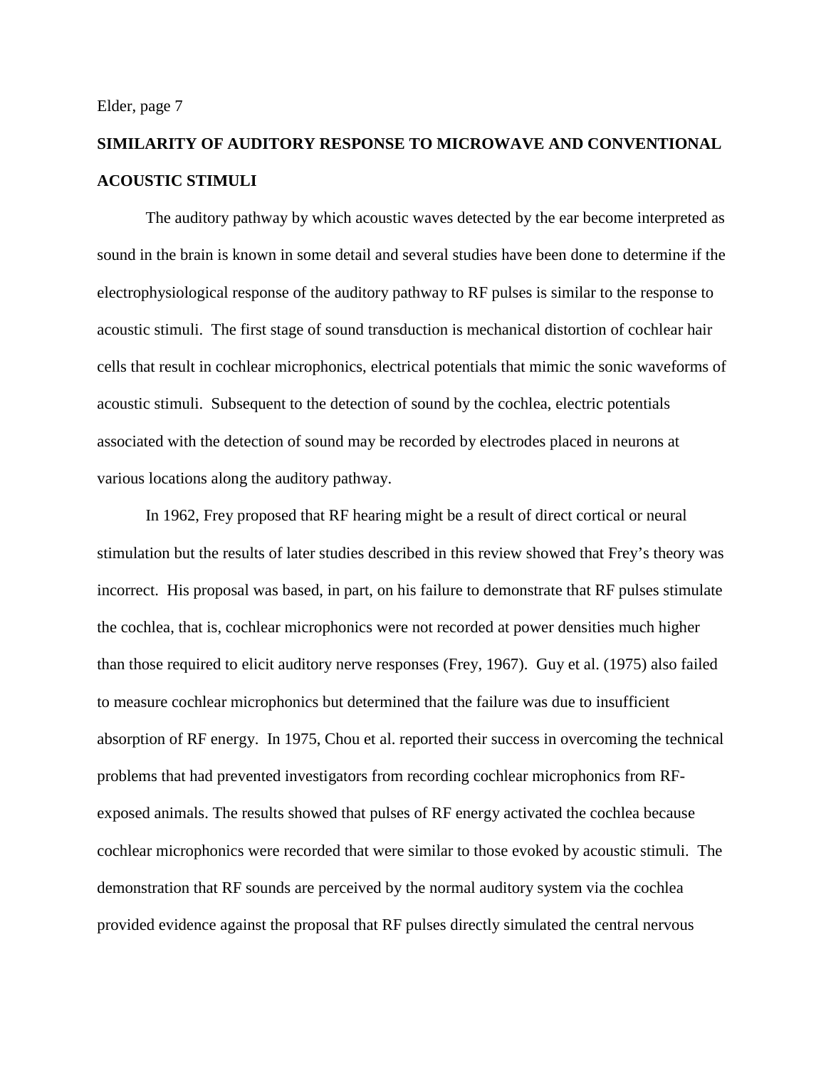## SIMILARITY OF AUDITORY RESPONSE TO MICROWAVE AND CONVENTIONAL ACOUSTIC STIMULI

The auditory pathway by which acoustic waves detected by the ear become interpreted as sound in the brain is known in some detail and several studies have been done to determine if the electrophysiological response of the auditory pathway to RF pulses is similar to the response to acoustic stimuli. The first stage of sound transduction is mechanical distortion of cochlear hair cells that result in cochlear microphonics, electrical potentials that mimic the sonic waveforms of acoustic stimuli. Subsequent to the detection of sound by the cochlea, electric potentials associated with the detection of sound may be recorded by electrodes placed in neurons at various locations along the auditory pathway.

In 1962, Frey proposed that RF hearing might be a result of direct cortical or neural stimulation but the results of later studies described in this review showed that Frey's theory was incorrect. His proposal was based, in part, on his failure to demonstrate that RF pulses stimulate the cochlea, that is, cochlear microphonics were not recorded at power densities much higher than those required to elicit auditory nerve responses (Frey, 1967). Guy et al. (1975) also failed to measure cochlear microphonics but determined that the failure was due to insufficient absorption of RF energy. In 1975, Chou et al. reported their success in overcoming the technical problems that had prevented investigators from recording cochlear microphonics from RF-exposed animals. The results showed that pulses of RF energy activated the cochlea because cochlear microphonics were recorded that were similar to those evoked by acoustic stimuli. The demonstration that RF sounds are perceived by the normal auditory system via the cochlea provided evidence against the proposal that RF pulses directly simulated the central nervous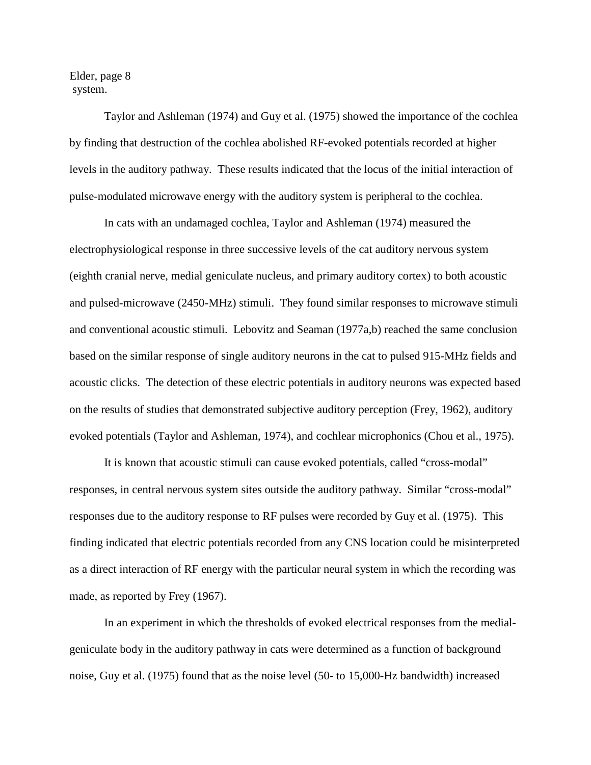system.

Taylor and Ashleman (1974) and Guy et al. (1975) showed the importance of the cochlea by finding that destruction of the cochlea abolished RF-evoked potentials recorded at higher levels in the auditory pathway. These results indicated that the locus of the initial interaction of pulse-modulated microwave energy with the auditory system is peripheral to the cochlea.

In cats with an undamaged cochlea, Taylor and Ashleman (1974) measured the electrophysiological response in three successive levels of the cat auditory nervous system (eighth cranial nerve, medial geniculate nucleus, and primary auditory cortex) to both acoustic and pulsed-microwave (2450-MHz) stimuli. They found similar responses to microwave stimuli and conventional acoustic stimuli. Lebovitz and Seaman (1977a,b) reached the same conclusion based on the similar response of single auditory neurons in the cat to pulsed 915-MHz fields and acoustic clicks. The detection of these electric potentials in auditory neurons was expected based on the results of studies that demonstrated subjective auditory perception (Frey, 1962), auditory evoked potentials (Taylor and Ashleman, 1974), and cochlear microphonics (Chou et al., 1975).

It is known that acoustic stimuli can cause evoked potentials, called "cross-modal" responses, in central nervous system sites outside the auditory pathway. Similar "cross-modal" responses due to the auditory response to RF pulses were recorded by Guy et al. (1975). This finding indicated that electric potentials recorded from any CNS location could be misinterpreted as a direct interaction of RF energy with the particular neural system in which the recording was made, as reported by Frey (1967).

In an experiment in which the thresholds of evoked electrical responses from the medial-geniculate body in the auditory pathway in cats were determined as a function of background noise, Guy et al. (1975) found that as the noise level (50- to 15,000-Hz bandwidth) increased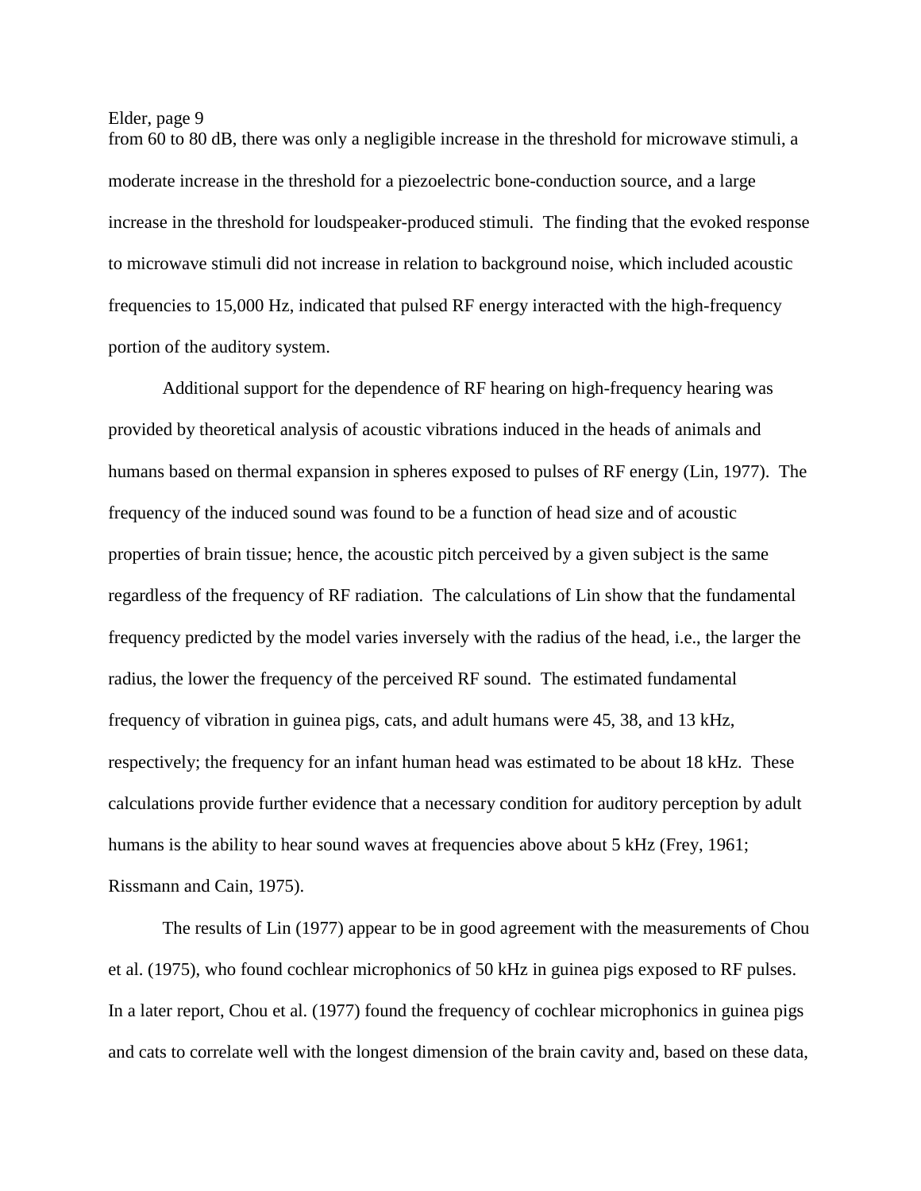from 60 to 80 dB, there was only a negligible increase in the threshold for microwave stimuli, a moderate increase in the threshold for a piezoelectric bone-conduction source, and a large increase in the threshold for loudspeaker-produced stimuli. The finding that the evoked response to microwave stimuli did not increase in relation to background noise, which included acoustic frequencies to 15,000 Hz, indicated that pulsed RF energy interacted with the high-frequency portion of the auditory system.

Additional support for the dependence of RF hearing on high-frequency hearing was provided by theoretical analysis of acoustic vibrations induced in the heads of animals and humans based on thermal expansion in spheres exposed to pulses of RF energy (Lin, 1977). The frequency of the induced sound was found to be a function of head size and of acoustic properties of brain tissue; hence, the acoustic pitch perceived by a given subject is the same regardless of the frequency of RF radiation. The calculations of Lin show that the fundamental frequency predicted by the model varies inversely with the radius of the head, i.e., the larger the radius, the lower the frequency of the perceived RF sound. The estimated fundamental frequency of vibration in guinea pigs, cats, and adult humans were 45, 38, and 13 kHz, respectively; the frequency for an infant human head was estimated to be about 18 kHz. These calculations provide further evidence that a necessary condition for auditory perception by adult humans is the ability to hear sound waves at frequencies above about 5 kHz (Frey, 1961; Rissmann and Cain, 1975).

The results of Lin (1977) appear to be in good agreement with the measurements of Chou et al. (1975), who found cochlear microphonics of 50 kHz in guinea pigs exposed to RF pulses. In a later report, Chou et al. (1977) found the frequency of cochlear microphonics in guinea pigs and cats to correlate well with the longest dimension of the brain cavity and, based on these data,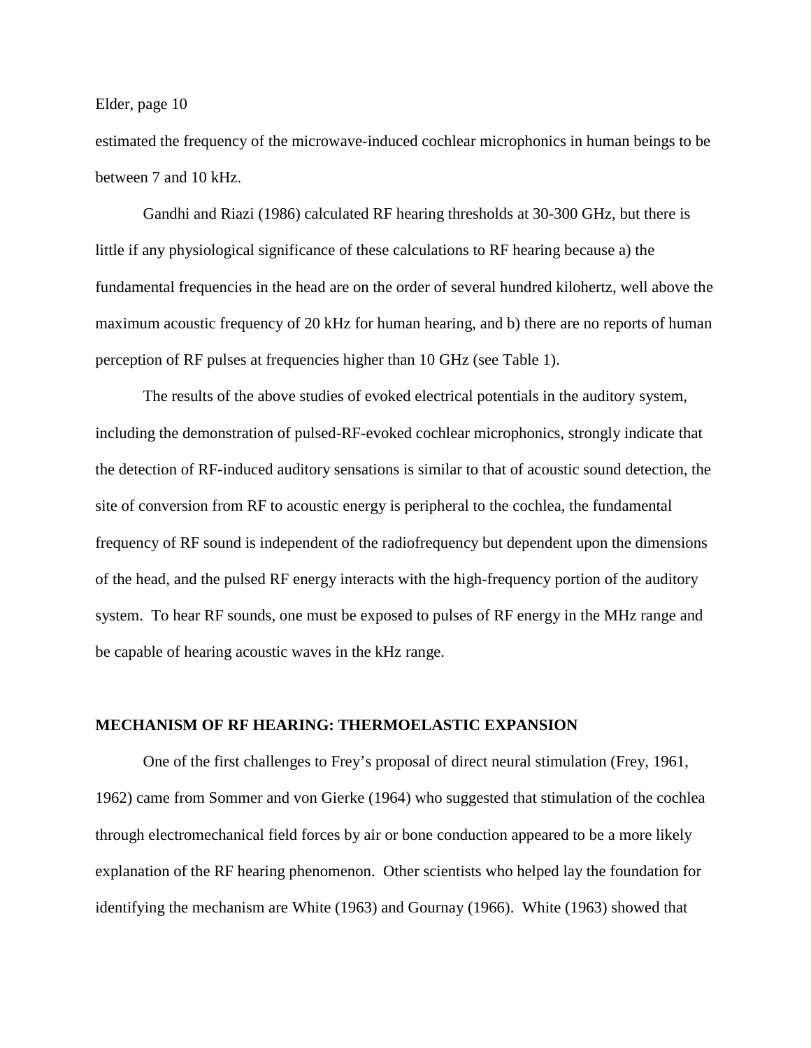estimated the frequency of the microwave-induced cochlear microphonics in human beings to be between 7 and 10 kHz.

Gandhi and Riazi (1986) calculated RF hearing thresholds at 30-300 GHz, but there is little if any physiological significance of these calculations to RF hearing because a) the fundamental frequencies in the head are on the order of several hundred kilohertz, well above the maximum acoustic frequency of 20 kHz for human hearing, and b) there are no reports of human perception of RF pulses at frequencies higher than 10 GHz (see Table 1).

The results of the above studies of evoked electrical potentials in the auditory system, including the demonstration of pulsed-RF-evoked cochlear microphonics, strongly indicate that the detection of RF-induced auditory sensations is similar to that of acoustic sound detection, the site of conversion from RF to acoustic energy is peripheral to the cochlea, the fundamental frequency of RF sound is independent of the radiofrequency but dependent upon the dimensions of the head, and the pulsed RF energy interacts with the high-frequency portion of the auditory system. To hear RF sounds, one must be exposed to pulses of RF energy in the MHz range and be capable of hearing acoustic waves in the kHz range.

## MECHANISM OF RF HEARING: THERMOELASTIC EXPANSION

One of the first challenges to Frey's proposal of direct neural stimulation (Frey, 1961, 1962) came from Sommer and von Gierke (1964) who suggested that stimulation of the cochlea through electromechanical field forces by air or bone conduction appeared to be a more likely explanation of the RF hearing phenomenon. Other scientists who helped lay the foundation for identifying the mechanism are White (1963) and Gournay (1966). White (1963) showed that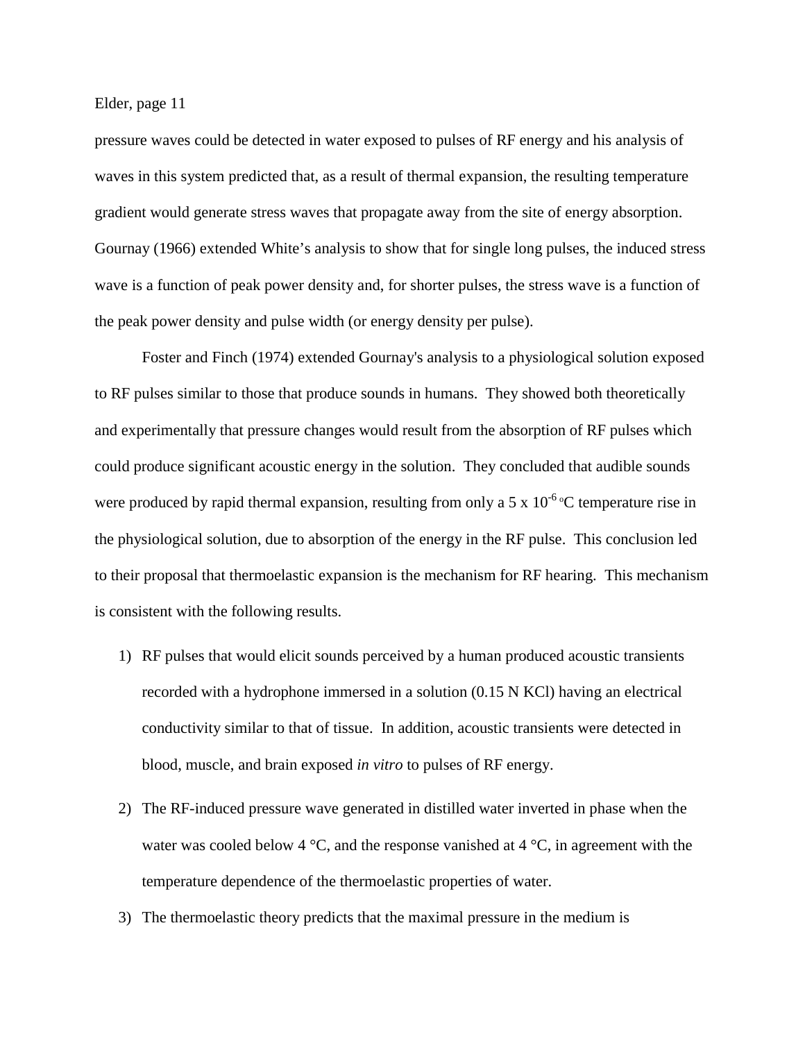pressure waves could be detected in water exposed to pulses of RF energy and his analysis of waves in this system predicted that, as a result of thermal expansion, the resulting temperature gradient would generate stress waves that propagate away from the site of energy absorption. Gournay (1966) extended White's analysis to show that for single long pulses, the induced stress wave is a function of peak power density and, for shorter pulses, the stress wave is a function of the peak power density and pulse width (or energy density per pulse).

Foster and Finch (1974) extended Gournay's analysis to a physiological solution exposed to RF pulses similar to those that produce sounds in humans. They showed both theoretically and experimentally that pressure changes would result from the absorption of RF pulses which could produce significant acoustic energy in the solution. They concluded that audible sounds were produced by rapid thermal expansion, resulting from only a $5 \times 10^{-6}$ °C temperature rise in the physiological solution, due to absorption of the energy in the RF pulse. This conclusion led to their proposal that thermoelastic expansion is the mechanism for RF hearing. This mechanism is consistent with the following results.

1) RF pulses that would elicit sounds perceived by a human produced acoustic transients recorded with a hydrophone immersed in a solution (0.15 N KCl) having an electrical conductivity similar to that of tissue. In addition, acoustic transients were detected in blood, muscle, and brain exposed *in vitro* to pulses of RF energy.

2) The RF-induced pressure wave generated in distilled water inverted in phase when the water was cooled below 4 °C, and the response vanished at 4 °C, in agreement with the temperature dependence of the thermoelastic properties of water.

3) The thermoelastic theory predicts that the maximal pressure in the medium is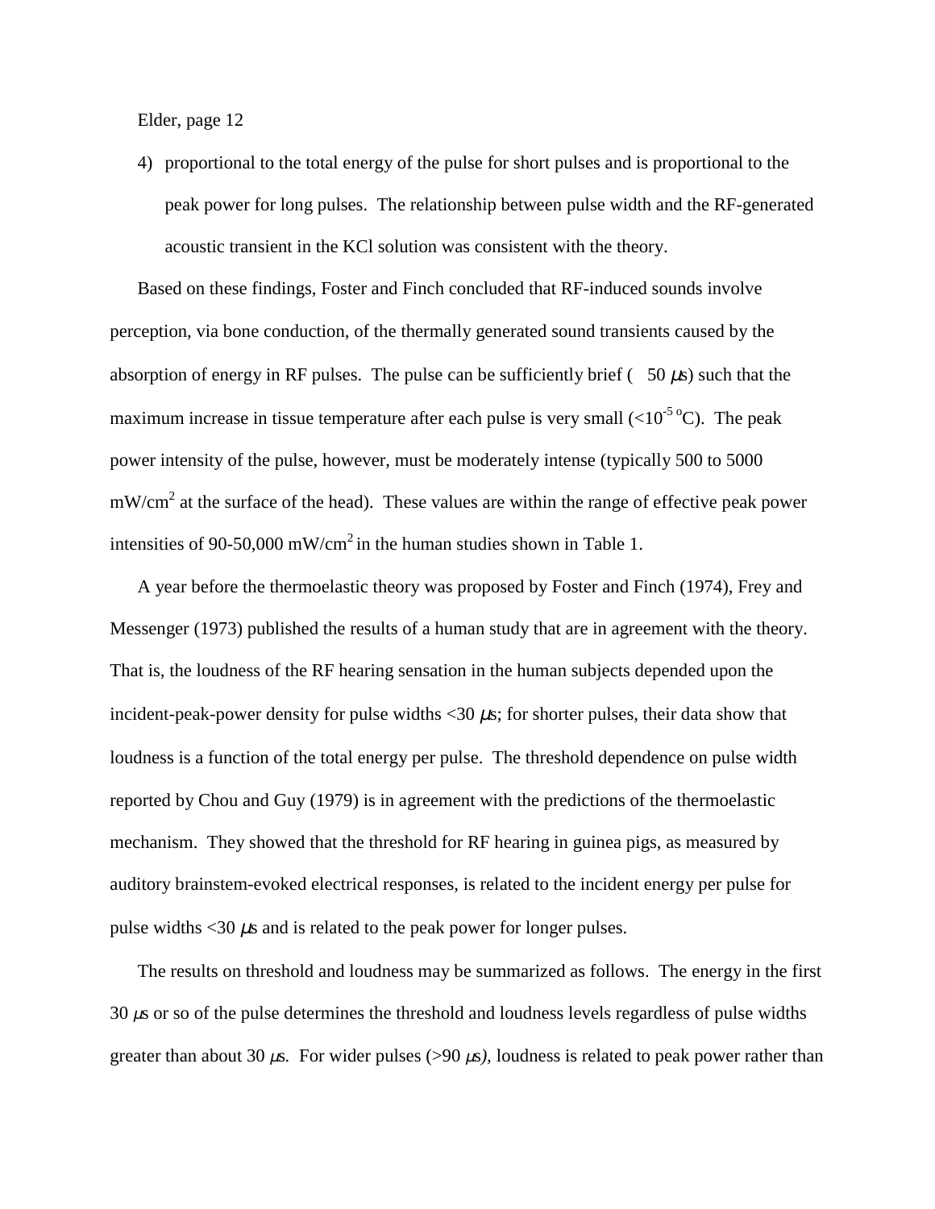4) proportional to the total energy of the pulse for short pulses and is proportional to the peak power for long pulses. The relationship between pulse width and the RF-generated acoustic transient in the KCl solution was consistent with the theory.

Based on these findings, Foster and Finch concluded that RF-induced sounds involve perception, via bone conduction, of the thermally generated sound transients caused by the absorption of energy in RF pulses. The pulse can be sufficiently brief ( 50 μs) such that the maximum increase in tissue temperature after each pulse is very small ($<10^{-5}$ °C). The peak power intensity of the pulse, however, must be moderately intense (typically 500 to 5000 $mW/cm^2$ at the surface of the head). These values are within the range of effective peak power intensities of 90-50,000 $mW/cm^2$ in the human studies shown in Table 1.

A year before the thermoelastic theory was proposed by Foster and Finch (1974), Frey and Messenger (1973) published the results of a human study that are in agreement with the theory. That is, the loudness of the RF hearing sensation in the human subjects depended upon the incident-peak-power density for pulse widths <30 μs; for shorter pulses, their data show that loudness is a function of the total energy per pulse. The threshold dependence on pulse width reported by Chou and Guy (1979) is in agreement with the predictions of the thermoelastic mechanism. They showed that the threshold for RF hearing in guinea pigs, as measured by auditory brainstem-evoked electrical responses, is related to the incident energy per pulse for pulse widths <30 μs and is related to the peak power for longer pulses.

The results on threshold and loudness may be summarized as follows. The energy in the first 30 μs or so of the pulse determines the threshold and loudness levels regardless of pulse widths greater than about 30 μs. For wider pulses (>90 μs*)*, loudness is related to peak power rather than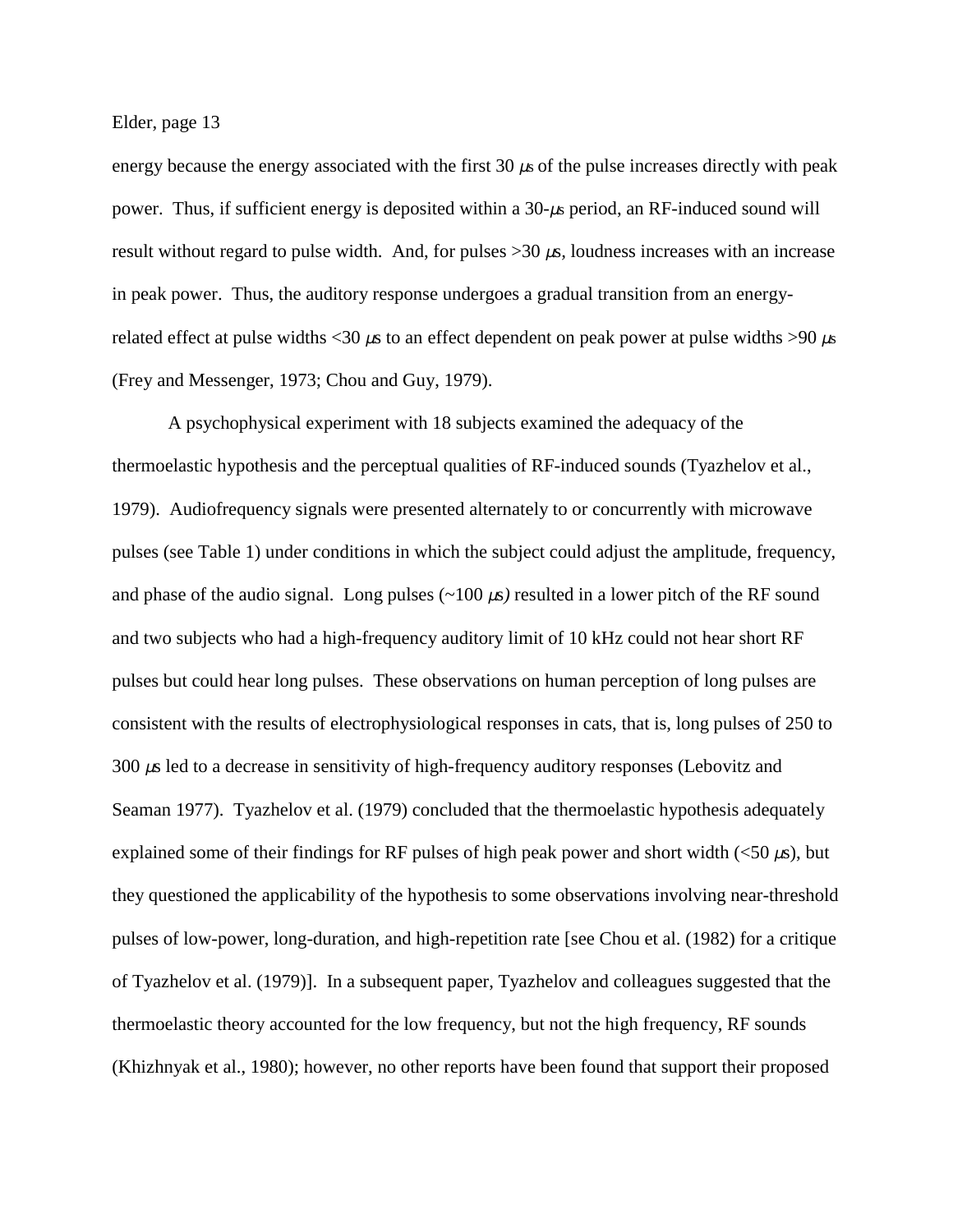energy because the energy associated with the first 30 μs of the pulse increases directly with peak power. Thus, if sufficient energy is deposited within a 30-μs period, an RF-induced sound will result without regard to pulse width. And, for pulses >30 μs, loudness increases with an increase in peak power. Thus, the auditory response undergoes a gradual transition from an energy-related effect at pulse widths <30 μs to an effect dependent on peak power at pulse widths >90 μs (Frey and Messenger, 1973; Chou and Guy, 1979).

A psychophysical experiment with 18 subjects examined the adequacy of the thermoelastic hypothesis and the perceptual qualities of RF-induced sounds (Tyazhelov et al., 1979). Audiofrequency signals were presented alternately to or concurrently with microwave pulses (see Table 1) under conditions in which the subject could adjust the amplitude, frequency, and phase of the audio signal. Long pulses (~100 μs) resulted in a lower pitch of the RF sound and two subjects who had a high-frequency auditory limit of 10 kHz could not hear short RF pulses but could hear long pulses. These observations on human perception of long pulses are consistent with the results of electrophysiological responses in cats, that is, long pulses of 250 to 300 μs led to a decrease in sensitivity of high-frequency auditory responses (Lebovitz and Seaman 1977). Tyazhelov et al. (1979) concluded that the thermoelastic hypothesis adequately explained some of their findings for RF pulses of high peak power and short width (<50 μs), but they questioned the applicability of the hypothesis to some observations involving near-threshold pulses of low-power, long-duration, and high-repetition rate [see Chou et al. (1982) for a critique of Tyazhelov et al. (1979)]. In a subsequent paper, Tyazhelov and colleagues suggested that the thermoelastic theory accounted for the low frequency, but not the high frequency, RF sounds (Khizhnyak et al., 1980); however, no other reports have been found that support their proposed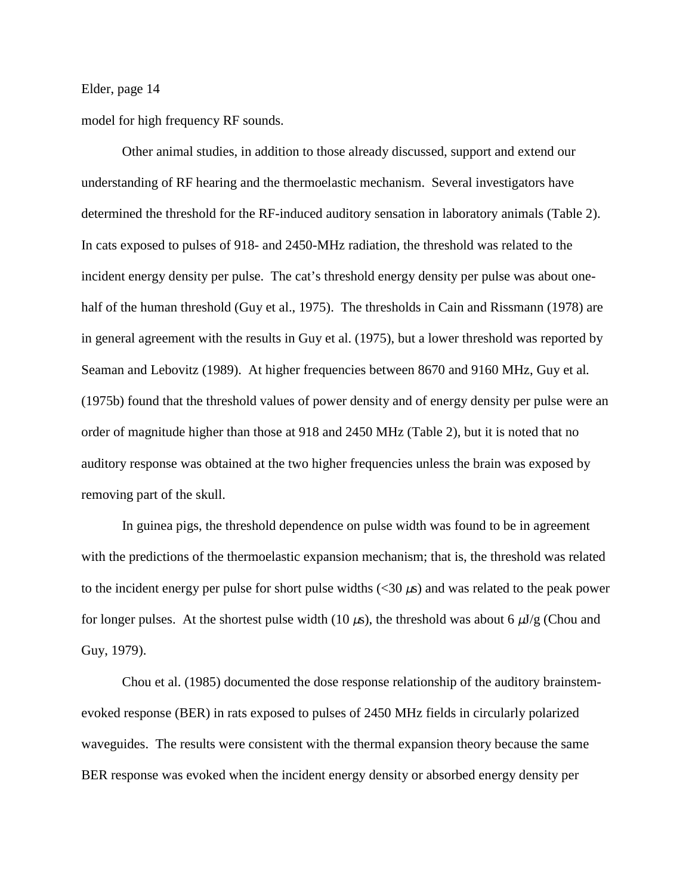model for high frequency RF sounds.

Other animal studies, in addition to those already discussed, support and extend our understanding of RF hearing and the thermoelastic mechanism. Several investigators have determined the threshold for the RF-induced auditory sensation in laboratory animals (Table 2). In cats exposed to pulses of 918- and 2450-MHz radiation, the threshold was related to the incident energy density per pulse. The cat's threshold energy density per pulse was about one-half of the human threshold (Guy et al., 1975). The thresholds in Cain and Rissmann (1978) are in general agreement with the results in Guy et al. (1975), but a lower threshold was reported by Seaman and Lebovitz (1989). At higher frequencies between 8670 and 9160 MHz, Guy et al. (1975b) found that the threshold values of power density and of energy density per pulse were an order of magnitude higher than those at 918 and 2450 MHz (Table 2), but it is noted that no auditory response was obtained at the two higher frequencies unless the brain was exposed by removing part of the skull.

In guinea pigs, the threshold dependence on pulse width was found to be in agreement with the predictions of the thermoelastic expansion mechanism; that is, the threshold was related to the incident energy per pulse for short pulse widths (<30 $\mu$s) and was related to the peak power for longer pulses. At the shortest pulse width (10 $\mu$s), the threshold was about 6 $\mu$J/g (Chou and Guy, 1979).

Chou et al. (1985) documented the dose response relationship of the auditory brainstem-evoked response (BER) in rats exposed to pulses of 2450 MHz fields in circularly polarized waveguides. The results were consistent with the thermal expansion theory because the same BER response was evoked when the incident energy density or absorbed energy density per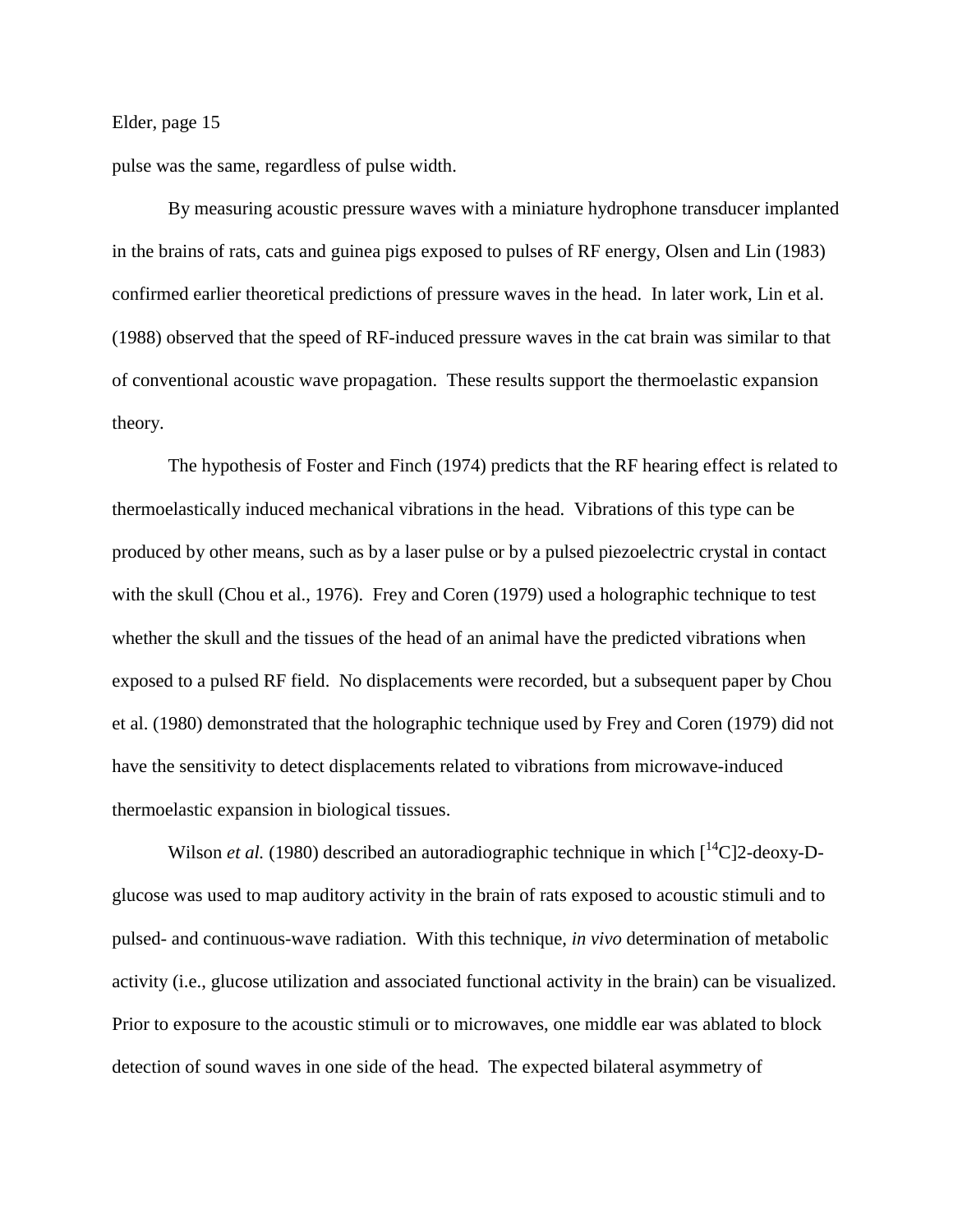pulse was the same, regardless of pulse width.

By measuring acoustic pressure waves with a miniature hydrophone transducer implanted in the brains of rats, cats and guinea pigs exposed to pulses of RF energy, Olsen and Lin (1983) confirmed earlier theoretical predictions of pressure waves in the head. In later work, Lin et al. (1988) observed that the speed of RF-induced pressure waves in the cat brain was similar to that of conventional acoustic wave propagation. These results support the thermoelastic expansion theory.

The hypothesis of Foster and Finch (1974) predicts that the RF hearing effect is related to thermoelastically induced mechanical vibrations in the head. Vibrations of this type can be produced by other means, such as by a laser pulse or by a pulsed piezoelectric crystal in contact with the skull (Chou et al., 1976). Frey and Coren (1979) used a holographic technique to test whether the skull and the tissues of the head of an animal have the predicted vibrations when exposed to a pulsed RF field. No displacements were recorded, but a subsequent paper by Chou et al. (1980) demonstrated that the holographic technique used by Frey and Coren (1979) did not have the sensitivity to detect displacements related to vibrations from microwave-induced thermoelastic expansion in biological tissues.

Wilson *et al.* (1980) described an autoradiographic technique in which [$^{14}$C]2-deoxy-D-glucose was used to map auditory activity in the brain of rats exposed to acoustic stimuli and to pulsed- and continuous-wave radiation. With this technique, *in vivo* determination of metabolic activity (i.e., glucose utilization and associated functional activity in the brain) can be visualized. Prior to exposure to the acoustic stimuli or to microwaves, one middle ear was ablated to block detection of sound waves in one side of the head. The expected bilateral asymmetry of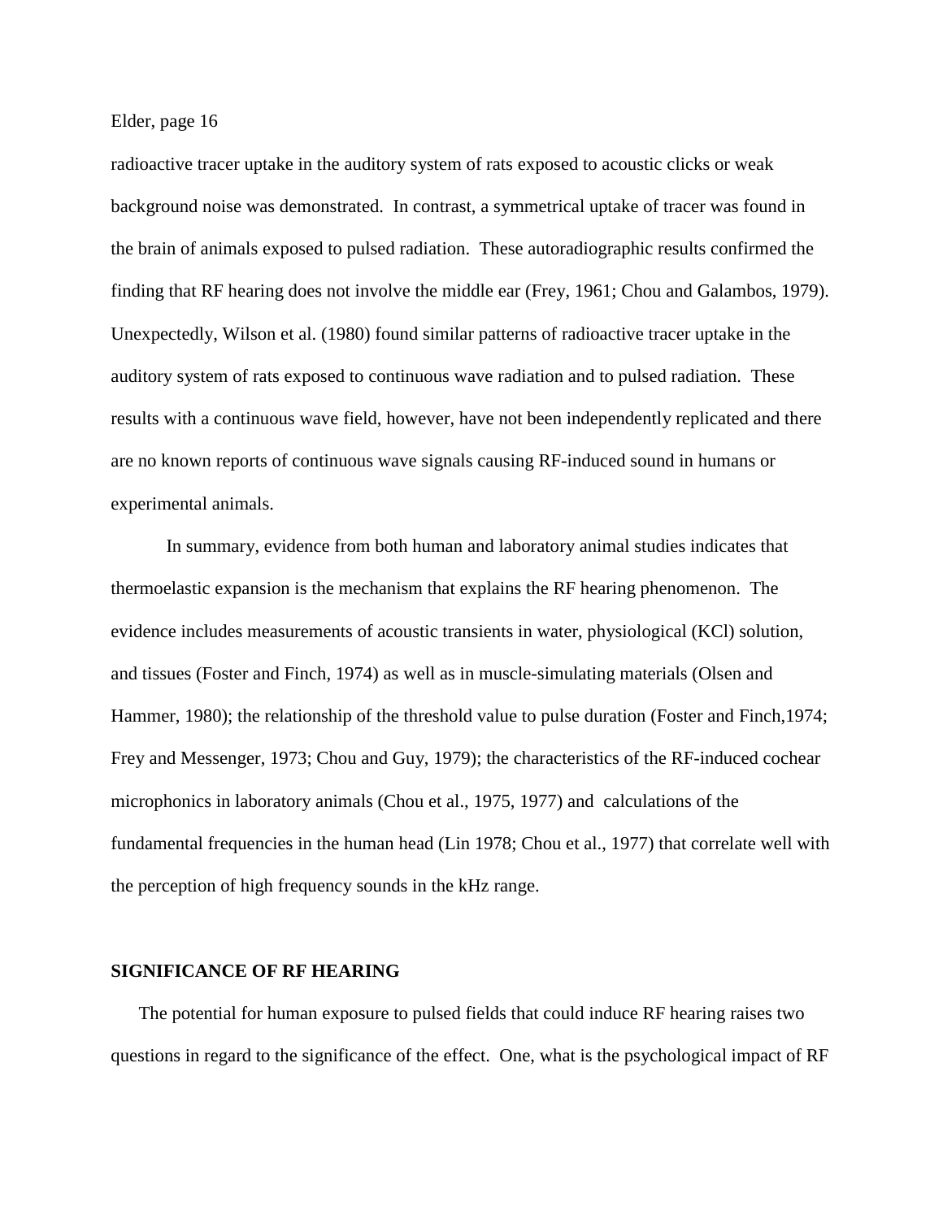radioactive tracer uptake in the auditory system of rats exposed to acoustic clicks or weak background noise was demonstrated. In contrast, a symmetrical uptake of tracer was found in the brain of animals exposed to pulsed radiation. These autoradiographic results confirmed the finding that RF hearing does not involve the middle ear (Frey, 1961; Chou and Galambos, 1979). Unexpectedly, Wilson et al. (1980) found similar patterns of radioactive tracer uptake in the auditory system of rats exposed to continuous wave radiation and to pulsed radiation. These results with a continuous wave field, however, have not been independently replicated and there are no known reports of continuous wave signals causing RF-induced sound in humans or experimental animals.

In summary, evidence from both human and laboratory animal studies indicates that thermoelastic expansion is the mechanism that explains the RF hearing phenomenon. The evidence includes measurements of acoustic transients in water, physiological (KCl) solution, and tissues (Foster and Finch, 1974) as well as in muscle-simulating materials (Olsen and Hammer, 1980); the relationship of the threshold value to pulse duration (Foster and Finch,1974; Frey and Messenger, 1973; Chou and Guy, 1979); the characteristics of the RF-induced cochear microphonics in laboratory animals (Chou et al., 1975, 1977) and calculations of the fundamental frequencies in the human head (Lin 1978; Chou et al., 1977) that correlate well with the perception of high frequency sounds in the kHz range.

## SIGNIFICANCE OF RF HEARING

The potential for human exposure to pulsed fields that could induce RF hearing raises two questions in regard to the significance of the effect. One, what is the psychological impact of RF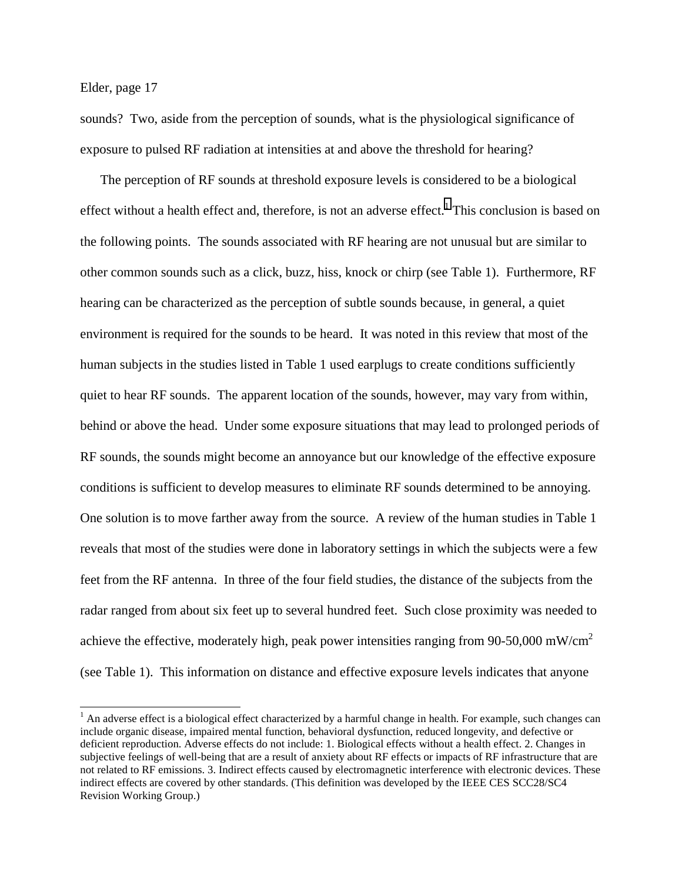sounds? Two, aside from the perception of sounds, what is the physiological significance of exposure to pulsed RF radiation at intensities at and above the threshold for hearing?

The perception of RF sounds at threshold exposure levels is considered to be a biological effect without a health effect and, therefore, is not an adverse effect.[1] This conclusion is based on the following points. The sounds associated with RF hearing are not unusual but are similar to other common sounds such as a click, buzz, hiss, knock or chirp (see Table 1). Furthermore, RF hearing can be characterized as the perception of subtle sounds because, in general, a quiet environment is required for the sounds to be heard. It was noted in this review that most of the human subjects in the studies listed in Table 1 used earplugs to create conditions sufficiently quiet to hear RF sounds. The apparent location of the sounds, however, may vary from within, behind or above the head. Under some exposure situations that may lead to prolonged periods of RF sounds, the sounds might become an annoyance but our knowledge of the effective exposure conditions is sufficient to develop measures to eliminate RF sounds determined to be annoying. One solution is to move farther away from the source. A review of the human studies in Table 1 reveals that most of the studies were done in laboratory settings in which the subjects were a few feet from the RF antenna. In three of the four field studies, the distance of the subjects from the radar ranged from about six feet up to several hundred feet. Such close proximity was needed to achieve the effective, moderately high, peak power intensities ranging from 90-50,000 $mW/cm^2$ (see Table 1). This information on distance and effective exposure levels indicates that anyone

[1] An adverse effect is a biological effect characterized by a harmful change in health. For example, such changes can include organic disease, impaired mental function, behavioral dysfunction, reduced longevity, and defective or deficient reproduction. Adverse effects do not include: 1. Biological effects without a health effect. 2. Changes in subjective feelings of well-being that are a result of anxiety about RF effects or impacts of RF infrastructure that are not related to RF emissions. 3. Indirect effects caused by electromagnetic interference with electronic devices. These indirect effects are covered by other standards. (This definition was developed by the IEEE CES SCC28/SC4 Revision Working Group.)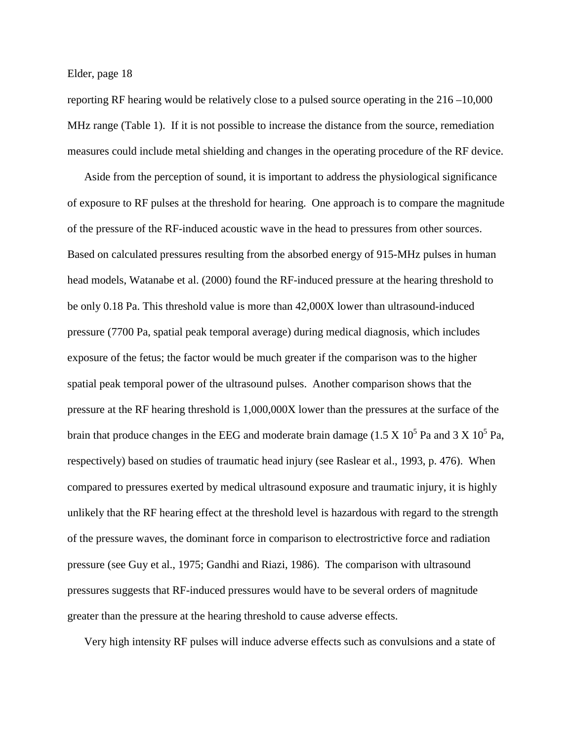reporting RF hearing would be relatively close to a pulsed source operating in the 216 –10,000 MHz range (Table 1). If it is not possible to increase the distance from the source, remediation measures could include metal shielding and changes in the operating procedure of the RF device.

Aside from the perception of sound, it is important to address the physiological significance of exposure to RF pulses at the threshold for hearing. One approach is to compare the magnitude of the pressure of the RF-induced acoustic wave in the head to pressures from other sources. Based on calculated pressures resulting from the absorbed energy of 915-MHz pulses in human head models, Watanabe et al. (2000) found the RF-induced pressure at the hearing threshold to be only 0.18 Pa. This threshold value is more than 42,000X lower than ultrasound-induced pressure (7700 Pa, spatial peak temporal average) during medical diagnosis, which includes exposure of the fetus; the factor would be much greater if the comparison was to the higher spatial peak temporal power of the ultrasound pulses. Another comparison shows that the pressure at the RF hearing threshold is 1,000,000X lower than the pressures at the surface of the brain that produce changes in the EEG and moderate brain damage ($1.5 \times 10^5$ Pa and $3 \times 10^5$ Pa, respectively) based on studies of traumatic head injury (see Raslear et al., 1993, p. 476). When compared to pressures exerted by medical ultrasound exposure and traumatic injury, it is highly unlikely that the RF hearing effect at the threshold level is hazardous with regard to the strength of the pressure waves, the dominant force in comparison to electrostrictive force and radiation pressure (see Guy et al., 1975; Gandhi and Riazi, 1986). The comparison with ultrasound pressures suggests that RF-induced pressures would have to be several orders of magnitude greater than the pressure at the hearing threshold to cause adverse effects.

Very high intensity RF pulses will induce adverse effects such as convulsions and a state of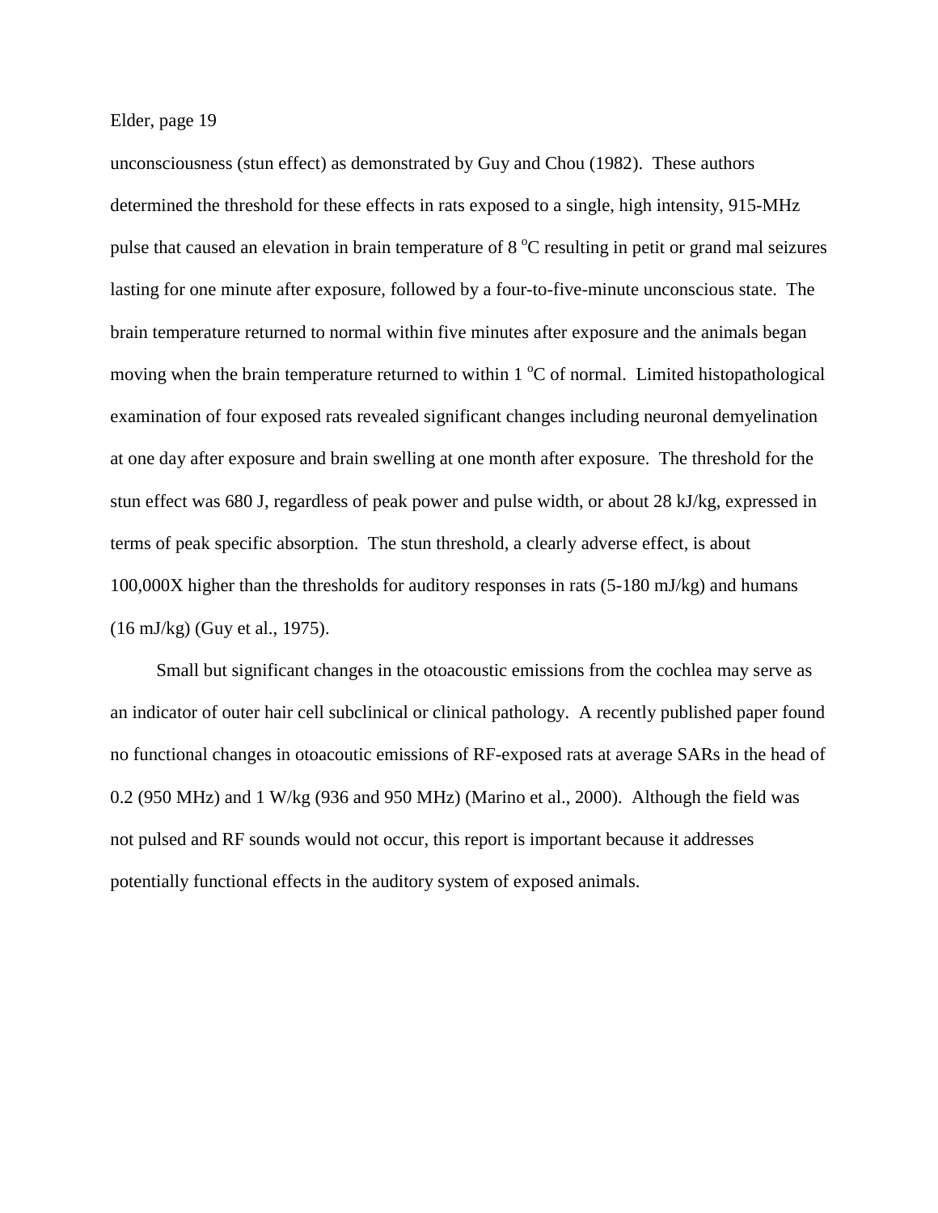unconsciousness (stun effect) as demonstrated by Guy and Chou (1982). These authors determined the threshold for these effects in rats exposed to a single, high intensity, 915-MHz pulse that caused an elevation in brain temperature of 8 $^{o}$C resulting in petit or grand mal seizures lasting for one minute after exposure, followed by a four-to-five-minute unconscious state. The brain temperature returned to normal within five minutes after exposure and the animals began moving when the brain temperature returned to within 1 $^{o}$C of normal. Limited histopathological examination of four exposed rats revealed significant changes including neuronal demyelination at one day after exposure and brain swelling at one month after exposure. The threshold for the stun effect was 680 J, regardless of peak power and pulse width, or about 28 kJ/kg, expressed in terms of peak specific absorption. The stun threshold, a clearly adverse effect, is about 100,000X higher than the thresholds for auditory responses in rats (5-180 mJ/kg) and humans (16 mJ/kg) (Guy et al., 1975).

Small but significant changes in the otoacoustic emissions from the cochlea may serve as an indicator of outer hair cell subclinical or clinical pathology. A recently published paper found no functional changes in otoacoutic emissions of RF-exposed rats at average SARs in the head of 0.2 (950 MHz) and 1 W/kg (936 and 950 MHz) (Marino et al., 2000). Although the field was not pulsed and RF sounds would not occur, this report is important because it addresses potentially functional effects in the auditory system of exposed animals.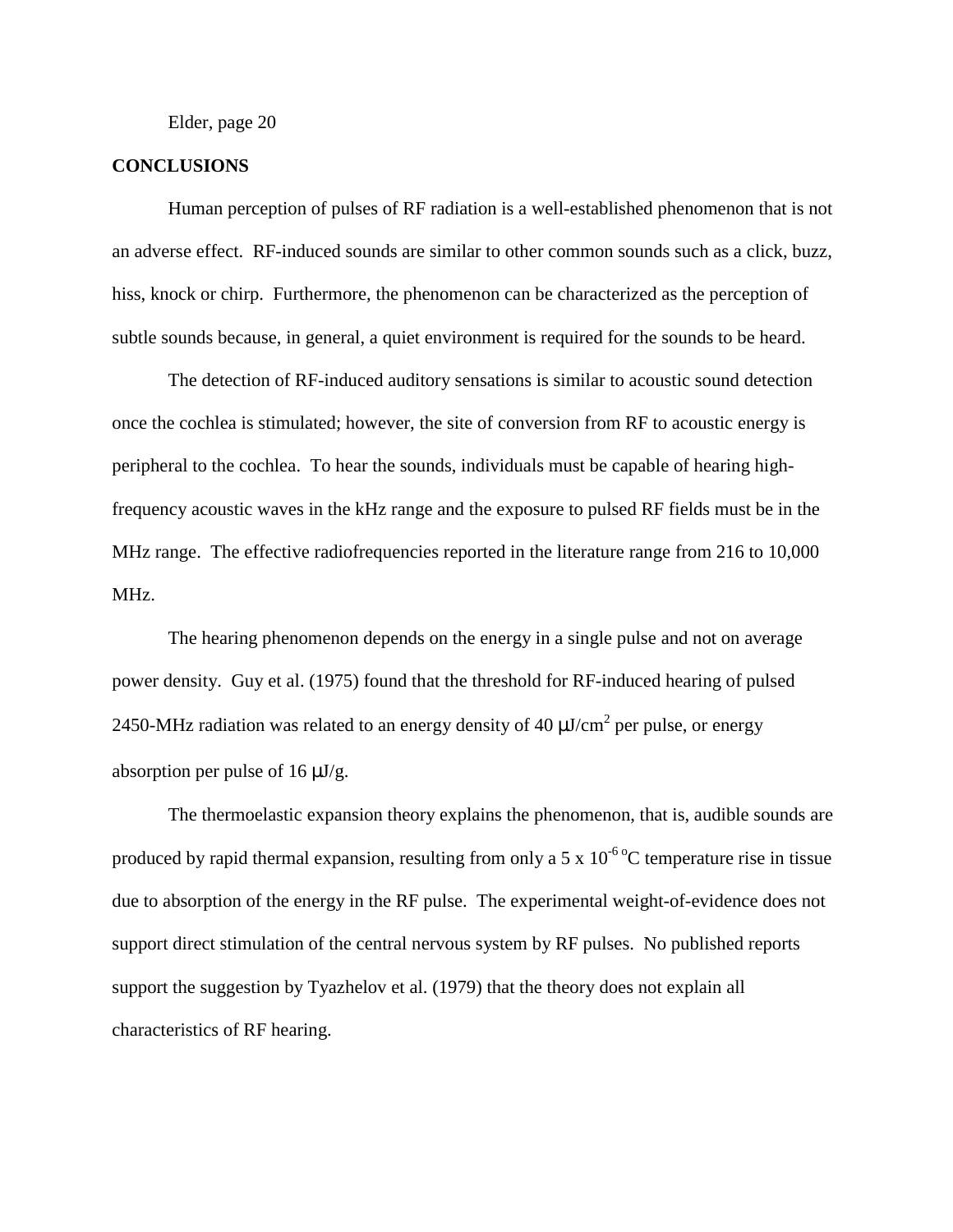## CONCLUSIONS

Human perception of pulses of RF radiation is a well-established phenomenon that is not an adverse effect. RF-induced sounds are similar to other common sounds such as a click, buzz, hiss, knock or chirp. Furthermore, the phenomenon can be characterized as the perception of subtle sounds because, in general, a quiet environment is required for the sounds to be heard.

The detection of RF-induced auditory sensations is similar to acoustic sound detection once the cochlea is stimulated; however, the site of conversion from RF to acoustic energy is peripheral to the cochlea. To hear the sounds, individuals must be capable of hearing high-frequency acoustic waves in the kHz range and the exposure to pulsed RF fields must be in the MHz range. The effective radiofrequencies reported in the literature range from 216 to 10,000 MHz.

The hearing phenomenon depends on the energy in a single pulse and not on average power density. Guy et al. (1975) found that the threshold for RF-induced hearing of pulsed 2450-MHz radiation was related to an energy density of 40 $\mu J/cm^2$ per pulse, or energy absorption per pulse of 16 $\mu J/g$.

The thermoelastic expansion theory explains the phenomenon, that is, audible sounds are produced by rapid thermal expansion, resulting from only a $5 \times 10^{-6}$ °C temperature rise in tissue due to absorption of the energy in the RF pulse. The experimental weight-of-evidence does not support direct stimulation of the central nervous system by RF pulses. No published reports support the suggestion by Tyazhelov et al. (1979) that the theory does not explain all characteristics of RF hearing.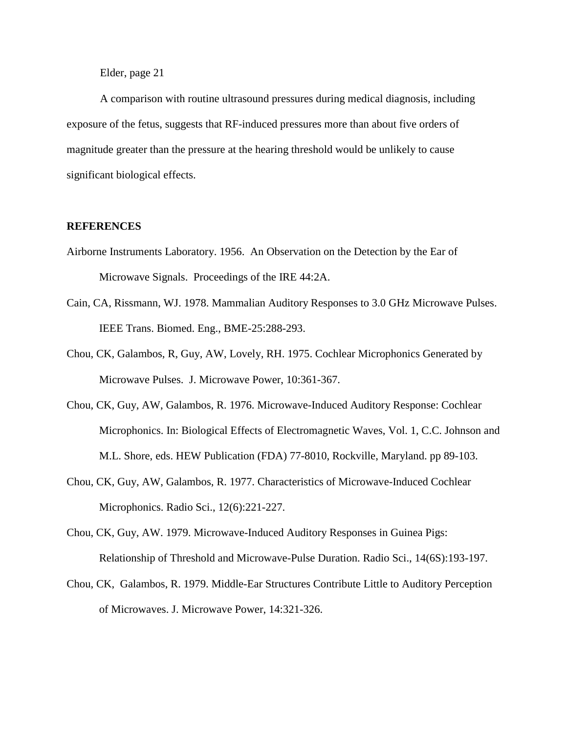A comparison with routine ultrasound pressures during medical diagnosis, including exposure of the fetus, suggests that RF-induced pressures more than about five orders of magnitude greater than the pressure at the hearing threshold would be unlikely to cause significant biological effects.

## REFERENCES

Airborne Instruments Laboratory. 1956. An Observation on the Detection by the Ear of Microwave Signals. Proceedings of the IRE 44:2A.

Cain, CA, Rissmann, WJ. 1978. Mammalian Auditory Responses to 3.0 GHz Microwave Pulses. IEEE Trans. Biomed. Eng., BME-25:288-293.

Chou, CK, Galambos, R, Guy, AW, Lovely, RH. 1975. Cochlear Microphonics Generated by Microwave Pulses. J. Microwave Power, 10:361-367.

Chou, CK, Guy, AW, Galambos, R. 1976. Microwave-Induced Auditory Response: Cochlear Microphonics. In: Biological Effects of Electromagnetic Waves, Vol. 1, C.C. Johnson and M.L. Shore, eds. HEW Publication (FDA) 77-8010, Rockville, Maryland. pp 89-103.

Chou, CK, Guy, AW, Galambos, R. 1977. Characteristics of Microwave-Induced Cochlear Microphonics. Radio Sci., 12(6):221-227.

Chou, CK, Guy, AW. 1979. Microwave-Induced Auditory Responses in Guinea Pigs: Relationship of Threshold and Microwave-Pulse Duration. Radio Sci., 14(6S):193-197.

Chou, CK, Galambos, R. 1979. Middle-Ear Structures Contribute Little to Auditory Perception of Microwaves. J. Microwave Power, 14:321-326.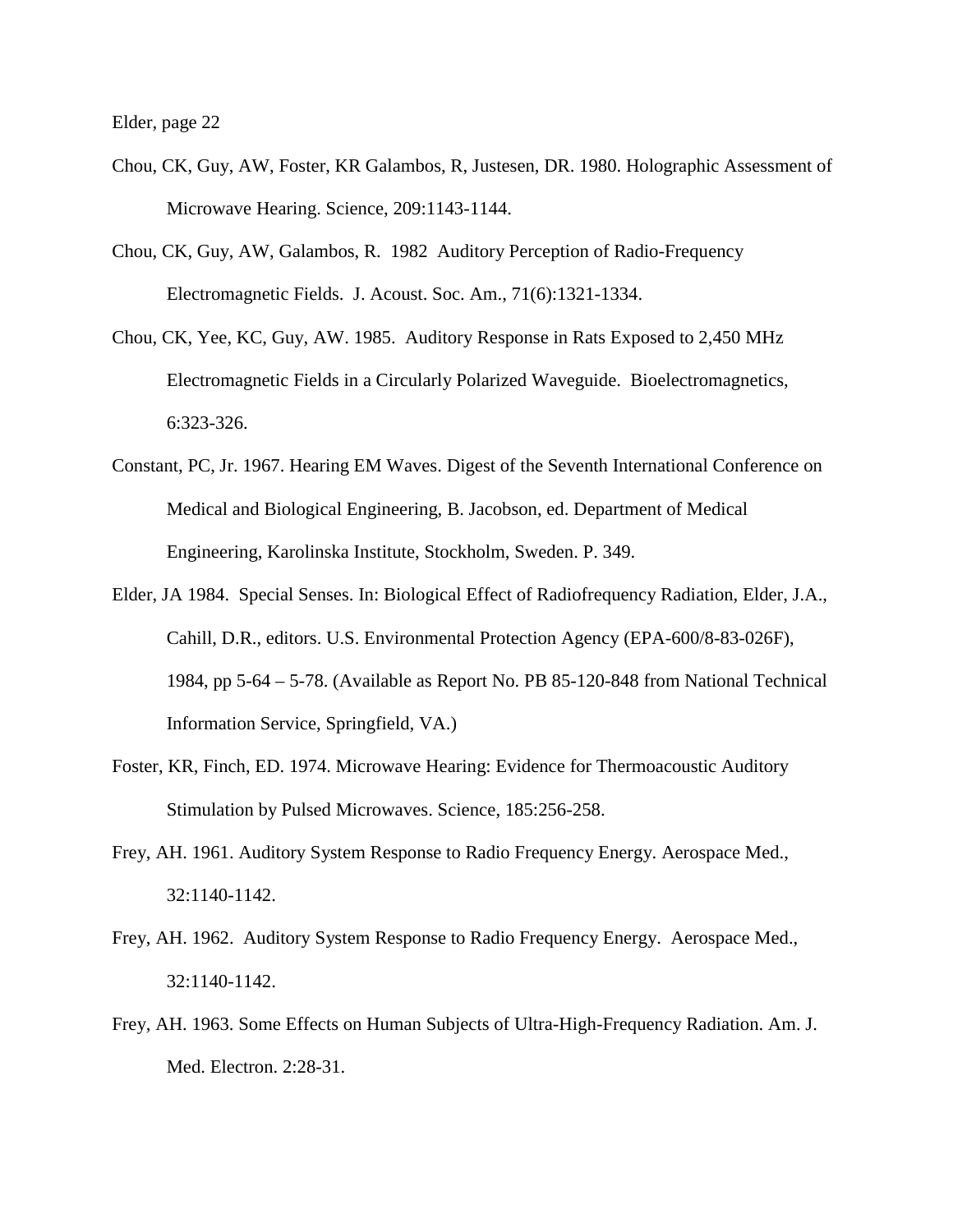Chou, CK, Guy, AW, Foster, KR Galambos, R, Justesen, DR. 1980. Holographic Assessment of Microwave Hearing. Science, 209:1143-1144.

Chou, CK, Guy, AW, Galambos, R. 1982 Auditory Perception of Radio-Frequency Electromagnetic Fields. J. Acoust. Soc. Am., 71(6):1321-1334.

Chou, CK, Yee, KC, Guy, AW. 1985. Auditory Response in Rats Exposed to 2,450 MHz Electromagnetic Fields in a Circularly Polarized Waveguide. Bioelectromagnetics, 6:323-326.

Constant, PC, Jr. 1967. Hearing EM Waves. Digest of the Seventh International Conference on Medical and Biological Engineering, B. Jacobson, ed. Department of Medical Engineering, Karolinska Institute, Stockholm, Sweden. P. 349.

Elder, JA 1984. Special Senses. In: Biological Effect of Radiofrequency Radiation, Elder, J.A., Cahill, D.R., editors. U.S. Environmental Protection Agency (EPA-600/8-83-026F), 1984, pp 5-64 – 5-78. (Available as Report No. PB 85-120-848 from National Technical Information Service, Springfield, VA.)

Foster, KR, Finch, ED. 1974. Microwave Hearing: Evidence for Thermoacoustic Auditory Stimulation by Pulsed Microwaves. Science, 185:256-258.

Frey, AH. 1961. Auditory System Response to Radio Frequency Energy. Aerospace Med., 32:1140-1142.

Frey, AH. 1962. Auditory System Response to Radio Frequency Energy. Aerospace Med., 32:1140-1142.

Frey, AH. 1963. Some Effects on Human Subjects of Ultra-High-Frequency Radiation. Am. J. Med. Electron. 2:28-31.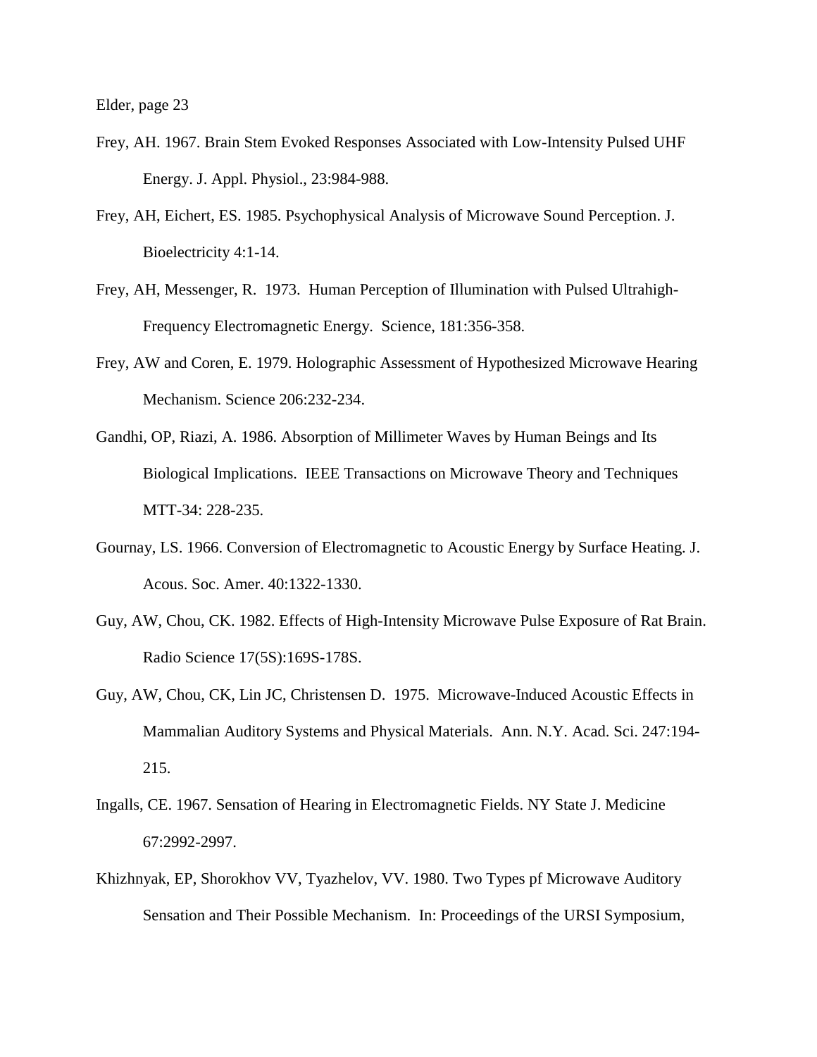Frey, AH. 1967. Brain Stem Evoked Responses Associated with Low-Intensity Pulsed UHF Energy. J. Appl. Physiol., 23:984-988.

Frey, AH, Eichert, ES. 1985. Psychophysical Analysis of Microwave Sound Perception. J. Bioelectricity 4:1-14.

Frey, AH, Messenger, R. 1973. Human Perception of Illumination with Pulsed Ultrahigh-Frequency Electromagnetic Energy. Science, 181:356-358.

Frey, AW and Coren, E. 1979. Holographic Assessment of Hypothesized Microwave Hearing Mechanism. Science 206:232-234.

Gandhi, OP, Riazi, A. 1986. Absorption of Millimeter Waves by Human Beings and Its Biological Implications. IEEE Transactions on Microwave Theory and Techniques MTT-34: 228-235.

Gournay, LS. 1966. Conversion of Electromagnetic to Acoustic Energy by Surface Heating. J. Acous. Soc. Amer. 40:1322-1330.

Guy, AW, Chou, CK. 1982. Effects of High-Intensity Microwave Pulse Exposure of Rat Brain. Radio Science 17(5S):169S-178S.

Guy, AW, Chou, CK, Lin JC, Christensen D. 1975. Microwave-Induced Acoustic Effects in Mammalian Auditory Systems and Physical Materials. Ann. N.Y. Acad. Sci. 247:194-215.

Ingalls, CE. 1967. Sensation of Hearing in Electromagnetic Fields. NY State J. Medicine 67:2992-2997.

Khizhnyak, EP, Shorokhov VV, Tyazhelov, VV. 1980. Two Types pf Microwave Auditory Sensation and Their Possible Mechanism. In: Proceedings of the URSI Symposium,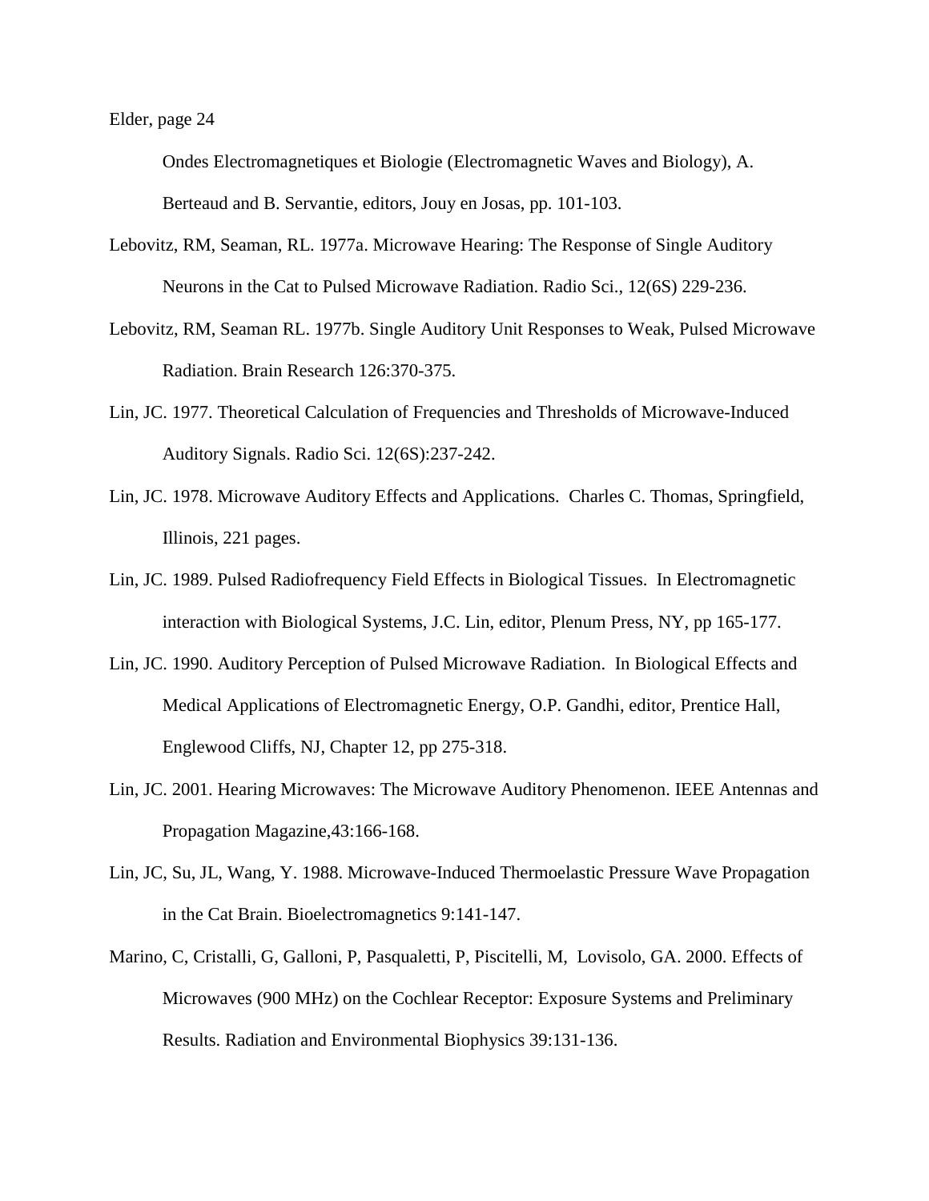Ondes Electromagnetiques et Biologie (Electromagnetic Waves and Biology), A. Berteaud and B. Servantie, editors, Jouy en Josas, pp. 101-103.

Lebovitz, RM, Seaman, RL. 1977a. Microwave Hearing: The Response of Single Auditory Neurons in the Cat to Pulsed Microwave Radiation. Radio Sci., 12(6S) 229-236.

Lebovitz, RM, Seaman RL. 1977b. Single Auditory Unit Responses to Weak, Pulsed Microwave Radiation. Brain Research 126:370-375.

Lin, JC. 1977. Theoretical Calculation of Frequencies and Thresholds of Microwave-Induced Auditory Signals. Radio Sci. 12(6S):237-242.

Lin, JC. 1978. Microwave Auditory Effects and Applications. Charles C. Thomas, Springfield, Illinois, 221 pages.

Lin, JC. 1989. Pulsed Radiofrequency Field Effects in Biological Tissues. In Electromagnetic interaction with Biological Systems, J.C. Lin, editor, Plenum Press, NY, pp 165-177.

Lin, JC. 1990. Auditory Perception of Pulsed Microwave Radiation. In Biological Effects and Medical Applications of Electromagnetic Energy, O.P. Gandhi, editor, Prentice Hall, Englewood Cliffs, NJ, Chapter 12, pp 275-318.

Lin, JC. 2001. Hearing Microwaves: The Microwave Auditory Phenomenon. IEEE Antennas and Propagation Magazine,43:166-168.

Lin, JC, Su, JL, Wang, Y. 1988. Microwave-Induced Thermoelastic Pressure Wave Propagation in the Cat Brain. Bioelectromagnetics 9:141-147.

Marino, C, Cristalli, G, Galloni, P, Pasqualetti, P, Piscitelli, M, Lovisolo, GA. 2000. Effects of Microwaves (900 MHz) on the Cochlear Receptor: Exposure Systems and Preliminary Results. Radiation and Environmental Biophysics 39:131-136.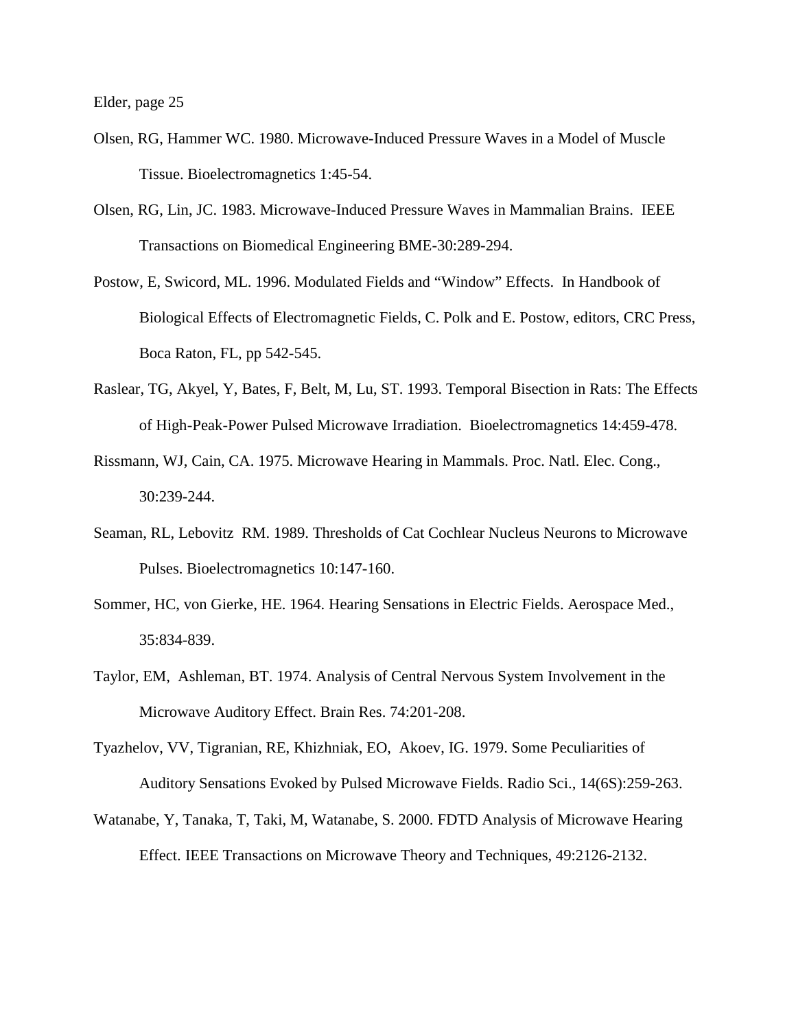Olsen, RG, Hammer WC. 1980. Microwave-Induced Pressure Waves in a Model of Muscle Tissue. Bioelectromagnetics 1:45-54.

Olsen, RG, Lin, JC. 1983. Microwave-Induced Pressure Waves in Mammalian Brains. IEEE Transactions on Biomedical Engineering BME-30:289-294.

Postow, E, Swicord, ML. 1996. Modulated Fields and "Window" Effects. In Handbook of Biological Effects of Electromagnetic Fields, C. Polk and E. Postow, editors, CRC Press, Boca Raton, FL, pp 542-545.

Raslear, TG, Akyel, Y, Bates, F, Belt, M, Lu, ST. 1993. Temporal Bisection in Rats: The Effects of High-Peak-Power Pulsed Microwave Irradiation. Bioelectromagnetics 14:459-478.

Rissmann, WJ, Cain, CA. 1975. Microwave Hearing in Mammals. Proc. Natl. Elec. Cong., 30:239-244.

Seaman, RL, Lebovitz RM. 1989. Thresholds of Cat Cochlear Nucleus Neurons to Microwave Pulses. Bioelectromagnetics 10:147-160.

Sommer, HC, von Gierke, HE. 1964. Hearing Sensations in Electric Fields. Aerospace Med., 35:834-839.

Taylor, EM, Ashleman, BT. 1974. Analysis of Central Nervous System Involvement in the Microwave Auditory Effect. Brain Res. 74:201-208.

Tyazhelov, VV, Tigranian, RE, Khizhniak, EO, Akoev, IG. 1979. Some Peculiarities of Auditory Sensations Evoked by Pulsed Microwave Fields. Radio Sci., 14(6S):259-263.

Watanabe, Y, Tanaka, T, Taki, M, Watanabe, S. 2000. FDTD Analysis of Microwave Hearing Effect. IEEE Transactions on Microwave Theory and Techniques, 49:2126-2132.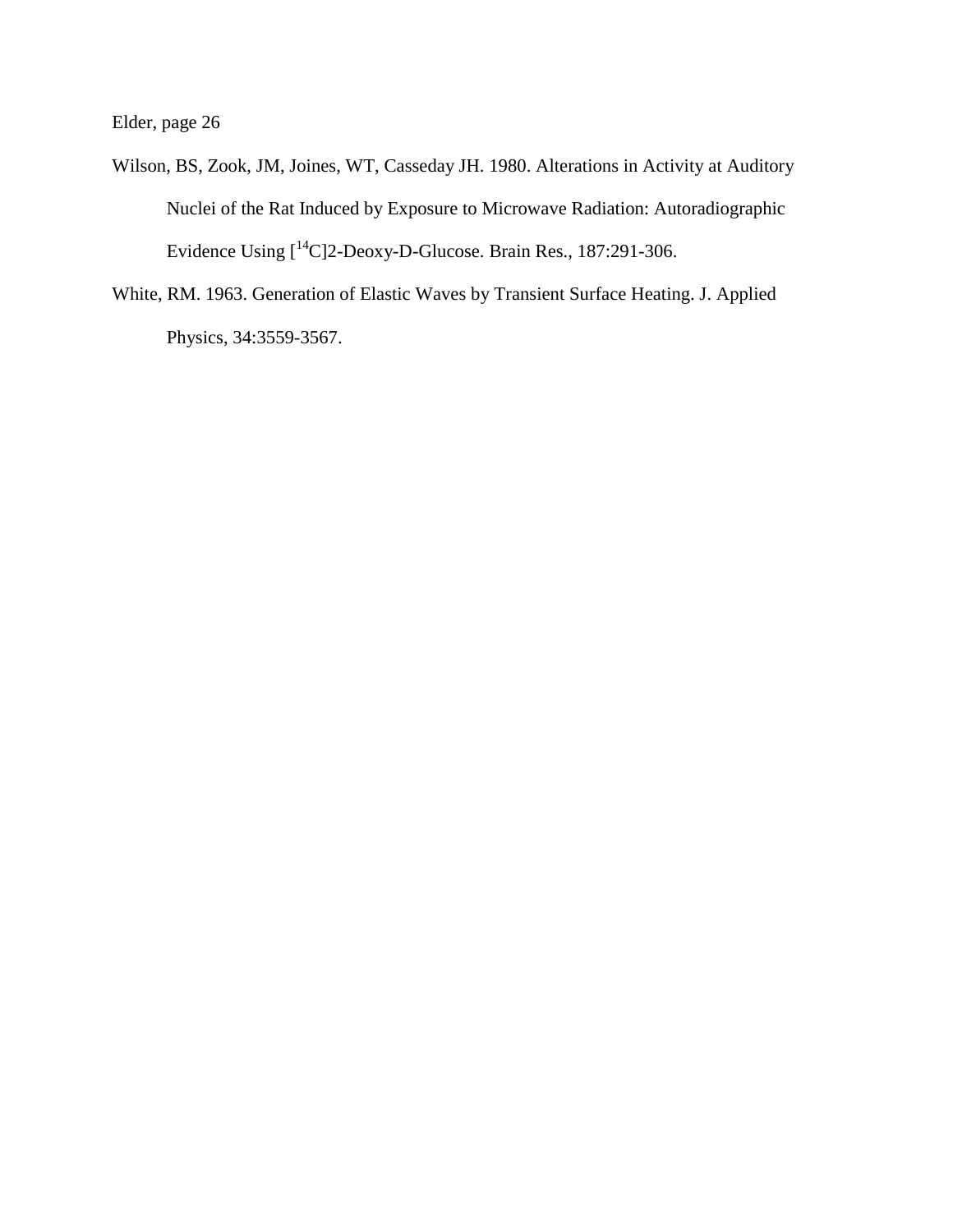Wilson, BS, Zook, JM, Joines, WT, Casseday JH. 1980. Alterations in Activity at Auditory Nuclei of the Rat Induced by Exposure to Microwave Radiation: Autoradiographic Evidence Using [$^{14}$C]2-Deoxy-D-Glucose. Brain Res., 187:291-306.

White, RM. 1963. Generation of Elastic Waves by Transient Surface Heating. J. Applied Physics, 34:3559-3567.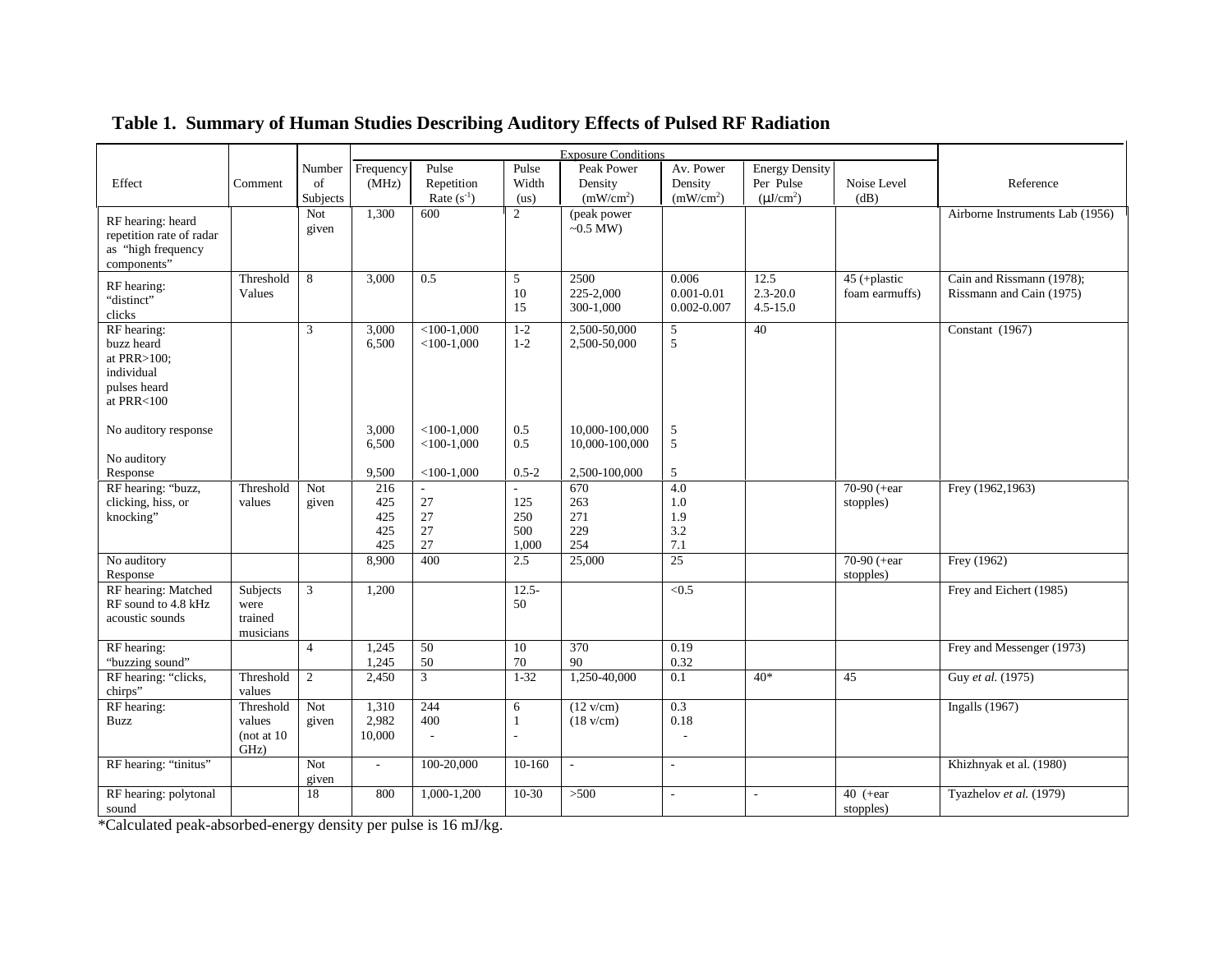## Table 1. Summary of Human Studies Describing Auditory Effects of Pulsed RF Radiation

| Effect | Comment | Number of Subjects | Exposure Conditions | | | | | | | Reference |
|---|---|---|---|---|---|---|---|---|---|---|
| | | | Frequency (MHz) | Pulse Repetition Rate ($s^{-1}$) | Pulse Width (us) | Peak Power Density ($mW/cm^2$) | Av. Power Density ($mW/cm^2$) | Energy Density Per Pulse ($\mu J/cm^2$) | Noise Level (dB) | |
| RF hearing: heard repetition rate of radar as "high frequency components" | | Not given | 1,300 | 600 | 2 | (peak power ~0.5 MW) | | | | Airborne Instruments Lab (1956) |
| RF hearing: "distinct" clicks | Threshold Values | 8 | 3,000 | 0.5 | 5<br>10<br>15 | 2500<br>225-2,000<br>300-1,000 | 0.006<br>0.001-0.01<br>0.002-0.007 | 12.5<br>2.3-20.0<br>4.5-15.0 | 45 (+plastic foam earmuffs) | Cain and Rissmann (1978); Rissmann and Cain (1975) |
| RF hearing: buzz heard at PRR>100; individual pulses heard at PRR<100 | | 3 | 3,000<br>6,500 | <100-1,000<br><100-1,000 | 1-2<br>1-2 | 2,500-50,000<br>2,500-50,000 | 5<br>5 | 40 | | Constant (1967) |
| No auditory response | | | 3,000<br>6,500 | <100-1,000<br><100-1,000 | 0.5<br>0.5 | 10,000-100,000<br>10,000-100,000 | 5<br>5 | | | |
| No auditory Response | | | 9,500 | <100-1,000 | 0.5-2 | 2,500-100,000 | 5 | | | |
| RF hearing: "buzz, clicking, hiss, or knocking" | Threshold values | Not given | 216<br>425<br>425<br>425<br>425 | -<br>27<br>27<br>27<br>27 | -<br>125<br>250<br>500<br>1,000 | 670<br>263<br>271<br>229<br>254 | 4.0<br>1.0<br>1.9<br>3.2<br>7.1 | | 70-90 (+ear stopples) | Frey (1962,1963) |
| No auditory Response | | | 8,900 | 400 | 2.5 | 25,000 | 25 | | 70-90 (+ear stopples) | Frey (1962) |
| RF hearing: Matched RF sound to 4.8 kHz acoustic sounds | Subjects were trained musicians | 3 | 1,200 | | 12.5-50 | | <0.5 | | | Frey and Eichert (1985) |
| RF hearing: "buzzing sound" | | 4 | 1,245<br>1,245 | 50<br>50 | 10<br>70 | 370<br>90 | 0.19<br>0.32 | | | Frey and Messenger (1973) |
| RF hearing: "clicks, chirps" | Threshold values | 2 | 2,450 | 3 | 1-32 | 1,250-40,000 | 0.1 | 40* | 45 | Guy *et al.* (1975) |
| RF hearing: Buzz | Threshold values (not at 10 GHz) | Not given | 1,310<br>2,982<br>10,000 | 244<br>400<br>- | 6<br>1<br>- | (12 v/cm)<br>(18 v/cm) | 0.3<br>0.18<br>- | | | Ingalls (1967) |
| RF hearing: "tinitus" | | Not given | - | 100-20,000 | 10-160 | - | - | | | Khizhnyak et al. (1980) |
| RF hearing: polytonal sound | | 18 | 800 | 1,000-1,200 | 10-30 | >500 | - | - | 40 (+ear stopples) | Tyazhelov *et al.* (1979) |

*Calculated peak-absorbed-energy density per pulse is 16 mJ/kg.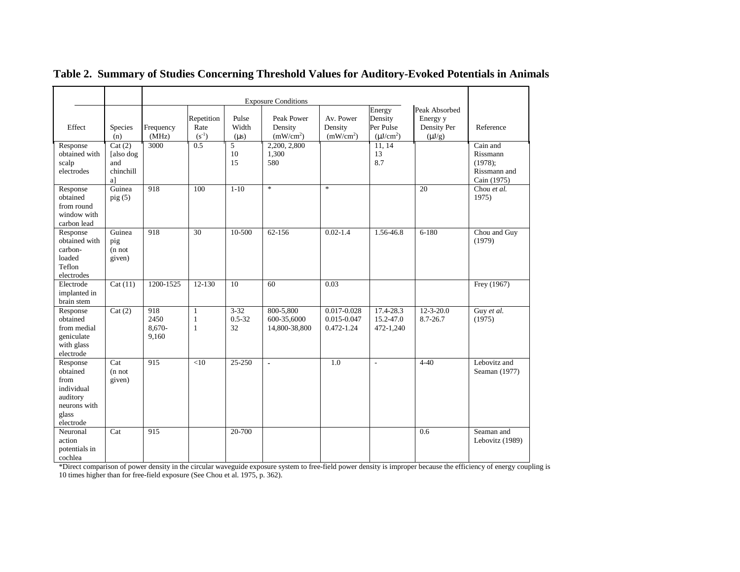## Table 2. Summary of Studies Concerning Threshold Values for Auditory-Evoked Potentials in Animals

| Effect | Species (n) | Exposure Conditions: Frequency (MHz) | Repetition Rate ($s^{-1}$) | Pulse Width (μs) | Peak Power Density ($mW/cm^2$) | Av. Power Density ($mW/cm^2$) | Energy Density Per Pulse ($\mu J/cm^2$) | Peak Absorbed Energy y Density Per (μJ/g) | Reference |
|---|---|---|---|---|---|---|---|---|---|
| Response obtained with scalp electrodes | Cat (2) [also dog and chinchilla] | 3000 | 0.5 | 5<br>10<br>15 | 2,200, 2,800<br>1,300<br>580 | | 11, 14<br>13<br>8.7 | | Cain and Rissmann (1978); Rissmann and Cain (1975) |
| Response obtained from round window with carbon lead | Guinea pig (5) | 918 | 100 | 1-10 | * | * | | 20 | Chou *et al.* 1975) |
| Response obtained with carbon-loaded Teflon electrodes | Guinea pig (n not given) | 918 | 30 | 10-500 | 62-156 | 0.02-1.4 | 1.56-46.8 | 6-180 | Chou and Guy (1979) |
| Electrode implanted in brain stem | Cat (11) | 1200-1525 | 12-130 | 10 | 60 | 0.03 | | | Frey (1967) |
| Response obtained from medial geniculate with glass electrode | Cat (2) | 918<br>2450<br>8,670-9,160 | 1<br>1<br>1 | 3-32<br>0.5-32<br>32 | 800-5,800<br>600-35,6000<br>14,800-38,800 | 0.017-0.028<br>0.015-0.047<br>0.472-1.24 | 17.4-28.3<br>15.2-47.0<br>472-1,240 | 12-3-20.0<br>8.7-26.7 | Guy *et al.* (1975) |
| Response obtained from individual auditory neurons with glass electrode | Cat (n not given) | 915 | <10 | 25-250 | - | 1.0 | - | 4-40 | Lebovitz and Seaman (1977) |
| Neuronal action potentials in cochlea | Cat | 915 | | 20-700 | | | | 0.6 | Seaman and Lebovitz (1989) |

*Direct comparison of power density in the circular waveguide exposure system to free-field power density is improper because the efficiency of energy coupling is 10 times higher than for free-field exposure (See Chou et al. 1975, p. 362).